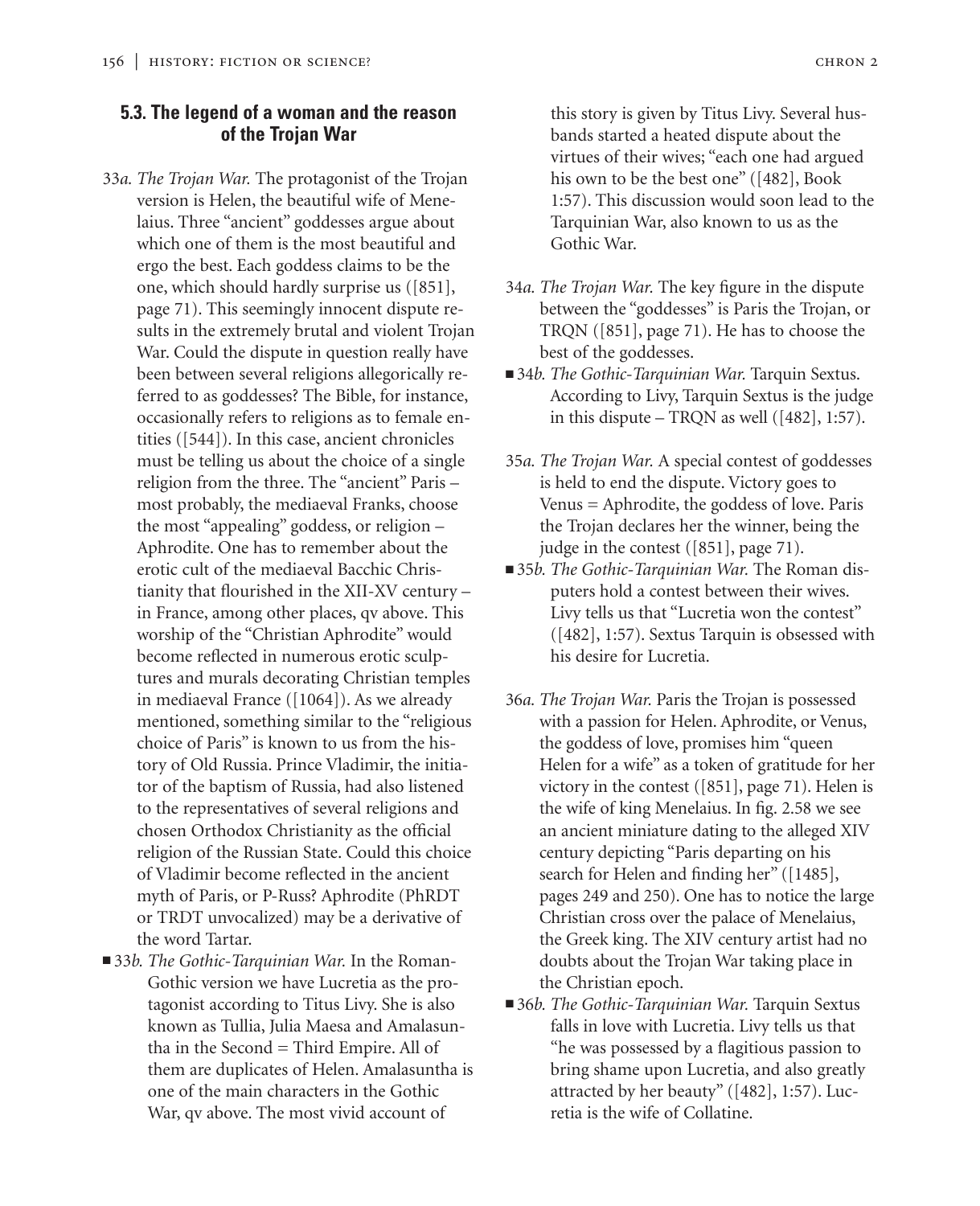## 5.3. The legend of a woman and the reason of the Trojan War

33*a. The Trojan War.* The protagonist of the Trojan version is Helen, the beautiful wife of Menelaius. Three "ancient" goddesses argue about which one of them is the most beautiful and ergo the best. Each goddess claims to be the one, which should hardly surprise us ([851], page 71). This seemingly innocent dispute results in the extremely brutal and violent Trojan War. Could the dispute in question really have been between several religions allegorically referred to as goddesses? The Bible, for instance, occasionally refers to religions as to female entities ([544]). In this case, ancient chronicles must be telling us about the choice of a single religion from the three. The "ancient" Paris – most probably, the mediaeval Franks, choose the most "appealing" goddess, or religion – Aphrodite. One has to remember about the erotic cult of the mediaeval Bacchic Christianity that flourished in the XII-XV century – in France, among other places, qv above. This worship of the "Christian Aphrodite" would become reflected in numerous erotic sculptures and murals decorating Christian temples in mediaeval France ([1064]). As we already mentioned, something similar to the "religious choice of Paris" is known to us from the history of Old Russia. Prince Vladimir, the initiator of the baptism of Russia, had also listened to the representatives of several religions and chosen Orthodox Christianity as the official religion of the Russian State. Could this choice of Vladimir become reflected in the ancient myth of Paris, or P-Russ? Aphrodite (PhRDT or TRDT unvocalized) may be a derivative of the word Tartar.

■ 33*b. The Gothic-Tarquinian War.* In the Roman-Gothic version we have Lucretia as the protagonist according to Titus Livy. She is also known as Tullia, Julia Maesa and Amalasuntha in the Second = Third Empire. All of them are duplicates of Helen. Amalasuntha is one of the main characters in the Gothic War, qv above. The most vivid account of this story is given by Titus Livy. Several husbands started a heated dispute about the virtues of their wives; "each one had argued his own to be the best one" ([482], Book 1:57). This discussion would soon lead to the Tarquinian War, also known to us as the Gothic War.

34*a. The Trojan War.* The key figure in the dispute between the "goddesses" is Paris the Trojan, or TRQN ([851], page 71). He has to choose the best of the goddesses.

■ 34*b. The Gothic-Tarquinian War.* Tarquin Sextus. According to Livy, Tarquin Sextus is the judge in this dispute – TRQN as well ([482], 1:57).

35*a. The Trojan War.* A special contest of goddesses is held to end the dispute. Victory goes to Venus = Aphrodite, the goddess of love. Paris the Trojan declares her the winner, being the judge in the contest ([851], page 71).

■ 35*b. The Gothic-Tarquinian War.* The Roman disputers hold a contest between their wives. Livy tells us that "Lucretia won the contest" ([482], 1:57). Sextus Tarquin is obsessed with his desire for Lucretia.

36*a. The Trojan War.* Paris the Trojan is possessed with a passion for Helen. Aphrodite, or Venus, the goddess of love, promises him "queen Helen for a wife" as a token of gratitude for her victory in the contest ([851], page 71). Helen is the wife of king Menelaius. In fig. 2.58 we see an ancient miniature dating to the alleged XIV century depicting "Paris departing on his search for Helen and finding her" ([1485], pages 249 and 250). One has to notice the large Christian cross over the palace of Menelaius, the Greek king. The XIV century artist had no doubts about the Trojan War taking place in the Christian epoch.

■ 36*b. The Gothic-Tarquinian War.* Tarquin Sextus falls in love with Lucretia. Livy tells us that "he was possessed by a flagitious passion to bring shame upon Lucretia, and also greatly attracted by her beauty" ([482], 1:57). Lucretia is the wife of Collatine.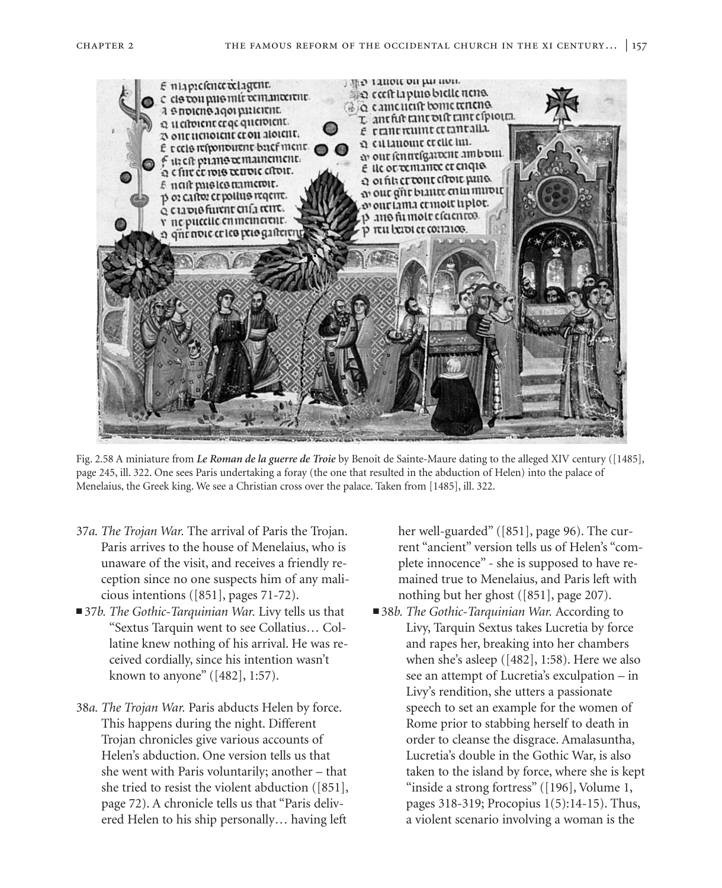Fig. 2.58 A miniature from ***Le Roman de la guerre de Troie*** by Benoit de Sainte-Maure dating to the alleged XIV century ([1485], page 245, ill. 322. One sees Paris undertaking a foray (the one that resulted in the abduction of Helen) into the palace of Menelaius, the Greek king. We see a Christian cross over the palace. Taken from [1485], ill. 322.

37*a. The Trojan War.* The arrival of Paris the Trojan. Paris arrives to the house of Menelaius, who is unaware of the visit, and receives a friendly reception since no one suspects him of any malicious intentions ([851], pages 71-72).

■ 37*b. The Gothic-Tarquinian War.* Livy tells us that "Sextus Tarquin went to see Collatius… Collatine knew nothing of his arrival. He was received cordially, since his intention wasn't known to anyone" ([482], 1:57).

38*a. The Trojan War.* Paris abducts Helen by force. This happens during the night. Different Trojan chronicles give various accounts of Helen's abduction. One version tells us that she went with Paris voluntarily; another – that she tried to resist the violent abduction ([851], page 72). A chronicle tells us that "Paris delivered Helen to his ship personally… having left her well-guarded" ([851], page 96). The current "ancient" version tells us of Helen's "complete innocence" - she is supposed to have remained true to Menelaius, and Paris left with nothing but her ghost ([851], page 207).

■ 38*b. The Gothic-Tarquinian War.* According to Livy, Tarquin Sextus takes Lucretia by force and rapes her, breaking into her chambers when she's asleep ([482], 1:58). Here we also see an attempt of Lucretia's exculpation – in Livy's rendition, she utters a passionate speech to set an example for the women of Rome prior to stabbing herself to death in order to cleanse the disgrace. Amalasuntha, Lucretia's double in the Gothic War, is also taken to the island by force, where she is kept "inside a strong fortress" ([196], Volume 1, pages 318-319; Procopius 1(5):14-15). Thus, a violent scenario involving a woman is the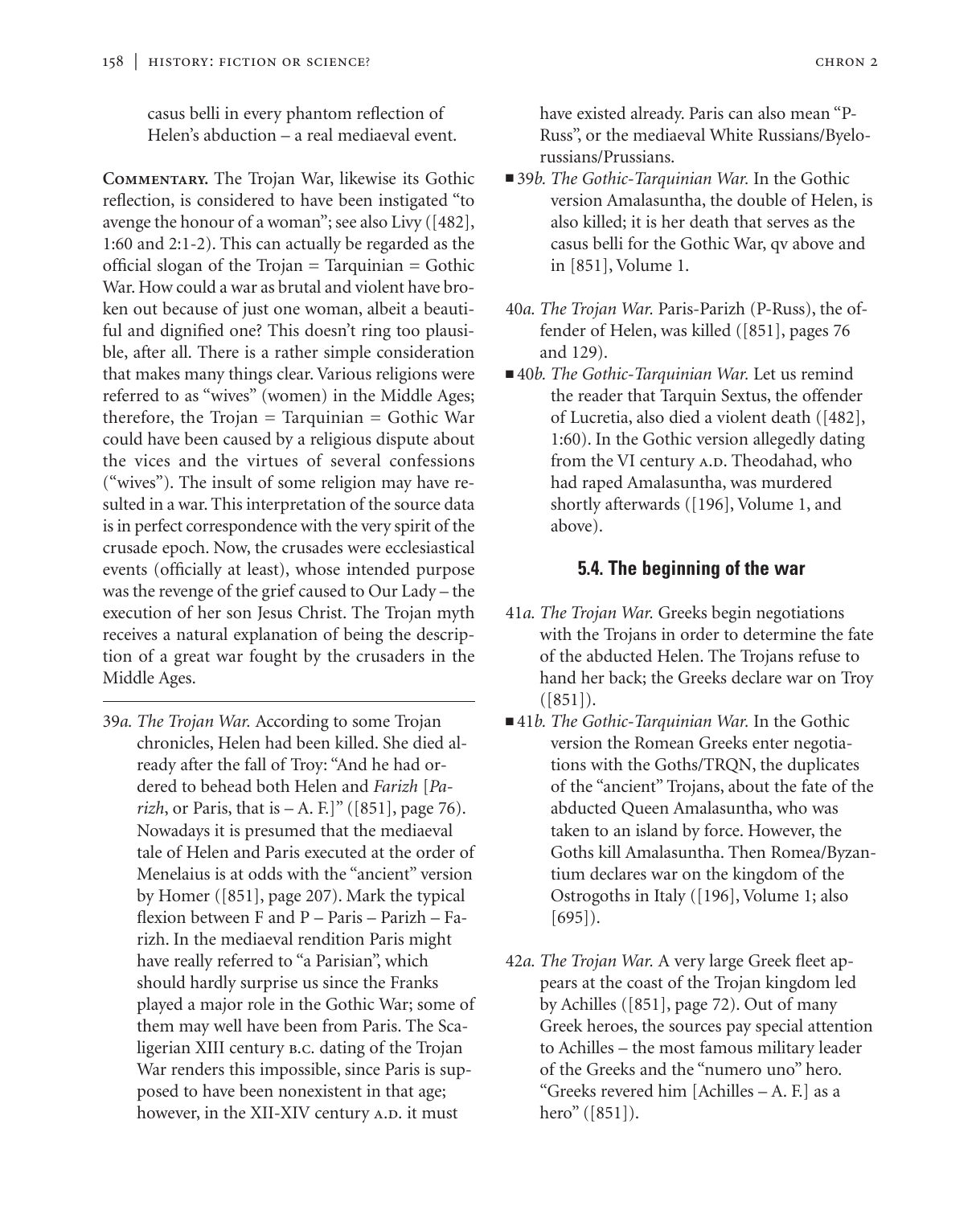casus belli in every phantom reflection of Helen's abduction – a real mediaeval event.

**Commentary.** The Trojan War, likewise its Gothic reflection, is considered to have been instigated "to avenge the honour of a woman"; see also Livy ([482], 1:60 and 2:1-2). This can actually be regarded as the official slogan of the Trojan = Tarquinian = Gothic War. How could a war as brutal and violent have broken out because of just one woman, albeit a beautiful and dignified one? This doesn't ring too plausible, after all. There is a rather simple consideration that makes many things clear. Various religions were referred to as "wives" (women) in the Middle Ages; therefore, the Trojan = Tarquinian = Gothic War could have been caused by a religious dispute about the vices and the virtues of several confessions ("wives"). The insult of some religion may have resulted in a war. This interpretation of the source data is in perfect correspondence with the very spirit of the crusade epoch. Now, the crusades were ecclesiastical events (officially at least), whose intended purpose was the revenge of the grief caused to Our Lady – the execution of her son Jesus Christ. The Trojan myth receives a natural explanation of being the description of a great war fought by the crusaders in the Middle Ages.

---

39*a. The Trojan War.* According to some Trojan chronicles, Helen had been killed. She died already after the fall of Troy: "And he had ordered to behead both Helen and *Farizh* [*Parizh*, or Paris, that is – A. F.]" ([851], page 76). Nowadays it is presumed that the mediaeval tale of Helen and Paris executed at the order of Menelaius is at odds with the "ancient" version by Homer ([851], page 207). Mark the typical flexion between F and P – Paris – Parizh – Farizh. In the mediaeval rendition Paris might have really referred to "a Parisian", which should hardly surprise us since the Franks played a major role in the Gothic War; some of them may well have been from Paris. The Scaligerian XIII century B.C. dating of the Trojan War renders this impossible, since Paris is supposed to have been nonexistent in that age; however, in the XII-XIV century A.D. it must have existed already. Paris can also mean "P-Russ", or the mediaeval White Russians/Byelorussians/Prussians.

■ 39*b. The Gothic-Tarquinian War.* In the Gothic version Amalasuntha, the double of Helen, is also killed; it is her death that serves as the casus belli for the Gothic War, qv above and in [851], Volume 1.

40*a. The Trojan War.* Paris-Parizh (P-Russ), the offender of Helen, was killed ([851], pages 76 and 129).

■ 40*b. The Gothic-Tarquinian War.* Let us remind the reader that Tarquin Sextus, the offender of Lucretia, also died a violent death ([482], 1:60). In the Gothic version allegedly dating from the VI century A.D. Theodahad, who had raped Amalasuntha, was murdered shortly afterwards ([196], Volume 1, and above).

### 5.4. The beginning of the war

41*a. The Trojan War.* Greeks begin negotiations with the Trojans in order to determine the fate of the abducted Helen. The Trojans refuse to hand her back; the Greeks declare war on Troy ([851]).

■ 41*b. The Gothic-Tarquinian War.* In the Gothic version the Romean Greeks enter negotiations with the Goths/TRQN, the duplicates of the "ancient" Trojans, about the fate of the abducted Queen Amalasuntha, who was taken to an island by force. However, the Goths kill Amalasuntha. Then Romea/Byzantium declares war on the kingdom of the Ostrogoths in Italy ([196], Volume 1; also [695]).

42*a. The Trojan War.* A very large Greek fleet appears at the coast of the Trojan kingdom led by Achilles ([851], page 72). Out of many Greek heroes, the sources pay special attention to Achilles – the most famous military leader of the Greeks and the "numero uno" hero. "Greeks revered him [Achilles – A. F.] as a hero" ([851]).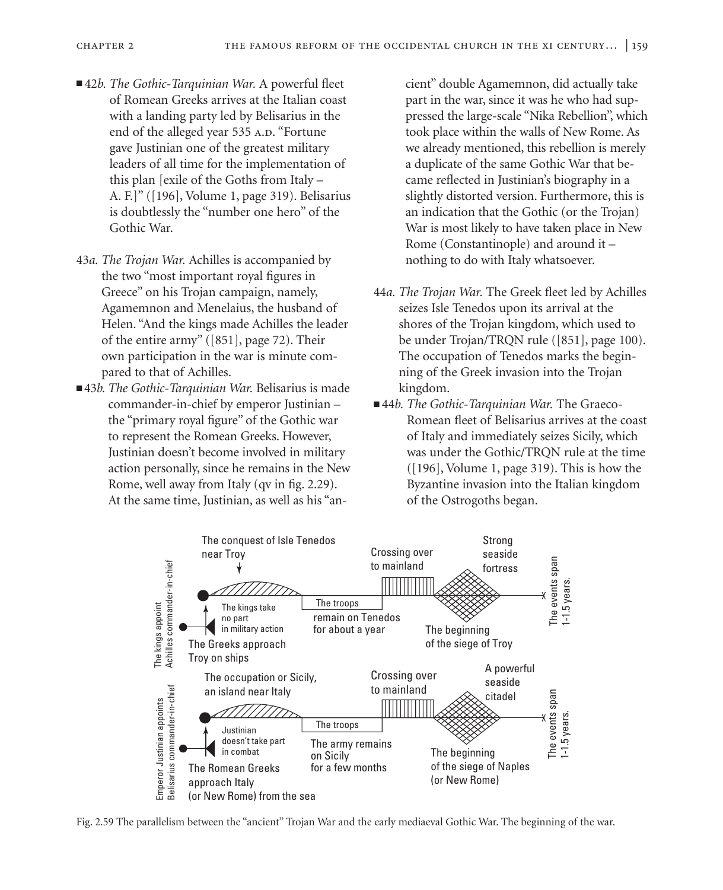■ 42*b. The Gothic-Tarquinian War.* A powerful fleet of Romean Greeks arrives at the Italian coast with a landing party led by Belisarius in the end of the alleged year 535 A.D. "Fortune gave Justinian one of the greatest military leaders of all time for the implementation of this plan [exile of the Goths from Italy – A. F.]" ([196], Volume 1, page 319). Belisarius is doubtlessly the "number one hero" of the Gothic War.

43*a. The Trojan War.* Achilles is accompanied by the two "most important royal figures in Greece" on his Trojan campaign, namely, Agamemnon and Menelaius, the husband of Helen. "And the kings made Achilles the leader of the entire army" ([851], page 72). Their own participation in the war is minute compared to that of Achilles.

■ 43*b. The Gothic-Tarquinian War.* Belisarius is made commander-in-chief by emperor Justinian – the "primary royal figure" of the Gothic war to represent the Romean Greeks. However, Justinian doesn't become involved in military action personally, since he remains in the New Rome, well away from Italy (qv in fig. 2.29). At the same time, Justinian, as well as his "ancient" double Agamemnon, did actually take part in the war, since it was he who had suppressed the large-scale "Nika Rebellion", which took place within the walls of New Rome. As we already mentioned, this rebellion is merely a duplicate of the same Gothic War that became reflected in Justinian's biography in a slightly distorted version. Furthermore, this is an indication that the Gothic (or the Trojan) War is most likely to have taken place in New Rome (Constantinople) and around it – nothing to do with Italy whatsoever.

44*a. The Trojan War.* The Greek fleet led by Achilles seizes Isle Tenedos upon its arrival at the shores of the Trojan kingdom, which used to be under Trojan/TRQN rule ([851], page 100). The occupation of Tenedos marks the beginning of the Greek invasion into the Trojan kingdom.

■ 44*b. The Gothic-Tarquinian War.* The Graeco-Romean fleet of Belisarius arrives at the coast of Italy and immediately seizes Sicily, which was under the Gothic/TRQN rule at the time ([196], Volume 1, page 319). This is how the Byzantine invasion into the Italian kingdom of the Ostrogoths began.

The conquest of Isle Tenedos near Troy; Crossing over to mainland; Strong seaside fortress; The kings appoint Achilles commander-in-chief; The kings take no part in military action; The troops remain on Tenedos for about a year; The beginning of the siege of Troy; The Greeks approach Troy on ships; The events span 1-1.5 years.

The occupation or Sicily, an island near Italy; Crossing over to mainland; A powerful seaside citadel; Emperor Justinian appoints Belisarius commander-in-chief; Justinian doesn't take part in combat; The troops The army remains on Sicily for a few months; The beginning of the siege of Naples (or New Rome); The Romean Greeks approach Italy (or New Rome) from the sea; The events span 1-1.5 years.

Fig. 2.59 The parallelism between the "ancient" Trojan War and the early mediaeval Gothic War. The beginning of the war.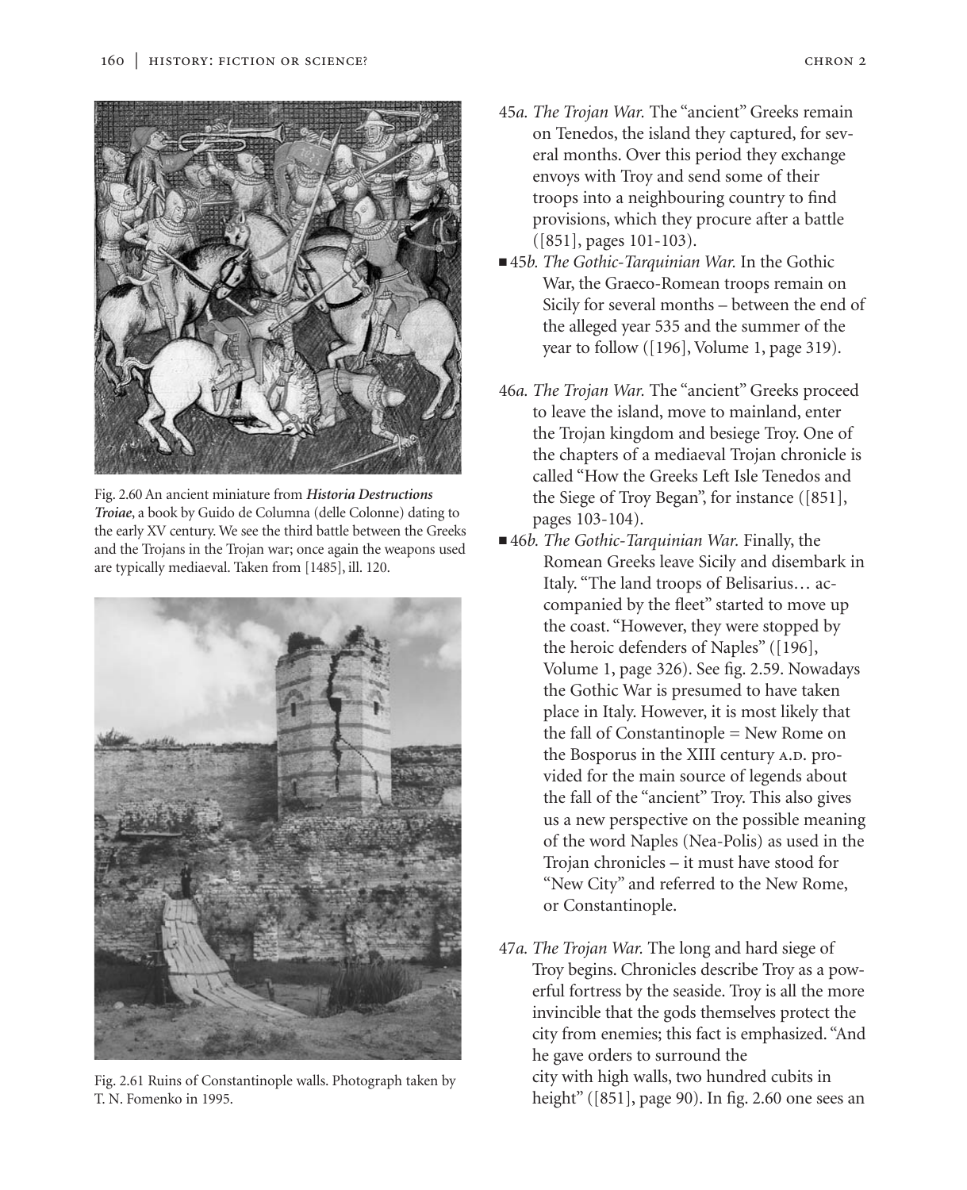Fig. 2.60 An ancient miniature from ***Historia Destructions Troiae***, a book by Guido de Columna (delle Colonne) dating to the early XV century. We see the third battle between the Greeks and the Trojans in the Trojan war; once again the weapons used are typically mediaeval. Taken from [1485], ill. 120.

Fig. 2.61 Ruins of Constantinople walls. Photograph taken by T. N. Fomenko in 1995.

45*a. The Trojan War.* The "ancient" Greeks remain on Tenedos, the island they captured, for several months. Over this period they exchange envoys with Troy and send some of their troops into a neighbouring country to find provisions, which they procure after a battle ([851], pages 101-103).

■ 45*b. The Gothic-Tarquinian War.* In the Gothic War, the Graeco-Romean troops remain on Sicily for several months – between the end of the alleged year 535 and the summer of the year to follow ([196], Volume 1, page 319).

46*a. The Trojan War.* The "ancient" Greeks proceed to leave the island, move to mainland, enter the Trojan kingdom and besiege Troy. One of the chapters of a mediaeval Trojan chronicle is called "How the Greeks Left Isle Tenedos and the Siege of Troy Began", for instance ([851], pages 103-104).

■ 46*b. The Gothic-Tarquinian War.* Finally, the Romean Greeks leave Sicily and disembark in Italy. "The land troops of Belisarius… accompanied by the fleet" started to move up the coast. "However, they were stopped by the heroic defenders of Naples" ([196], Volume 1, page 326). See fig. 2.59. Nowadays the Gothic War is presumed to have taken place in Italy. However, it is most likely that the fall of Constantinople = New Rome on the Bosporus in the XIII century A.D. provided for the main source of legends about the fall of the "ancient" Troy. This also gives us a new perspective on the possible meaning of the word Naples (Nea-Polis) as used in the Trojan chronicles – it must have stood for "New City" and referred to the New Rome, or Constantinople.

47*a. The Trojan War.* The long and hard siege of Troy begins. Chronicles describe Troy as a powerful fortress by the seaside. Troy is all the more invincible that the gods themselves protect the city from enemies; this fact is emphasized. "And he gave orders to surround the city with high walls, two hundred cubits in height" ([851], page 90). In fig. 2.60 one sees an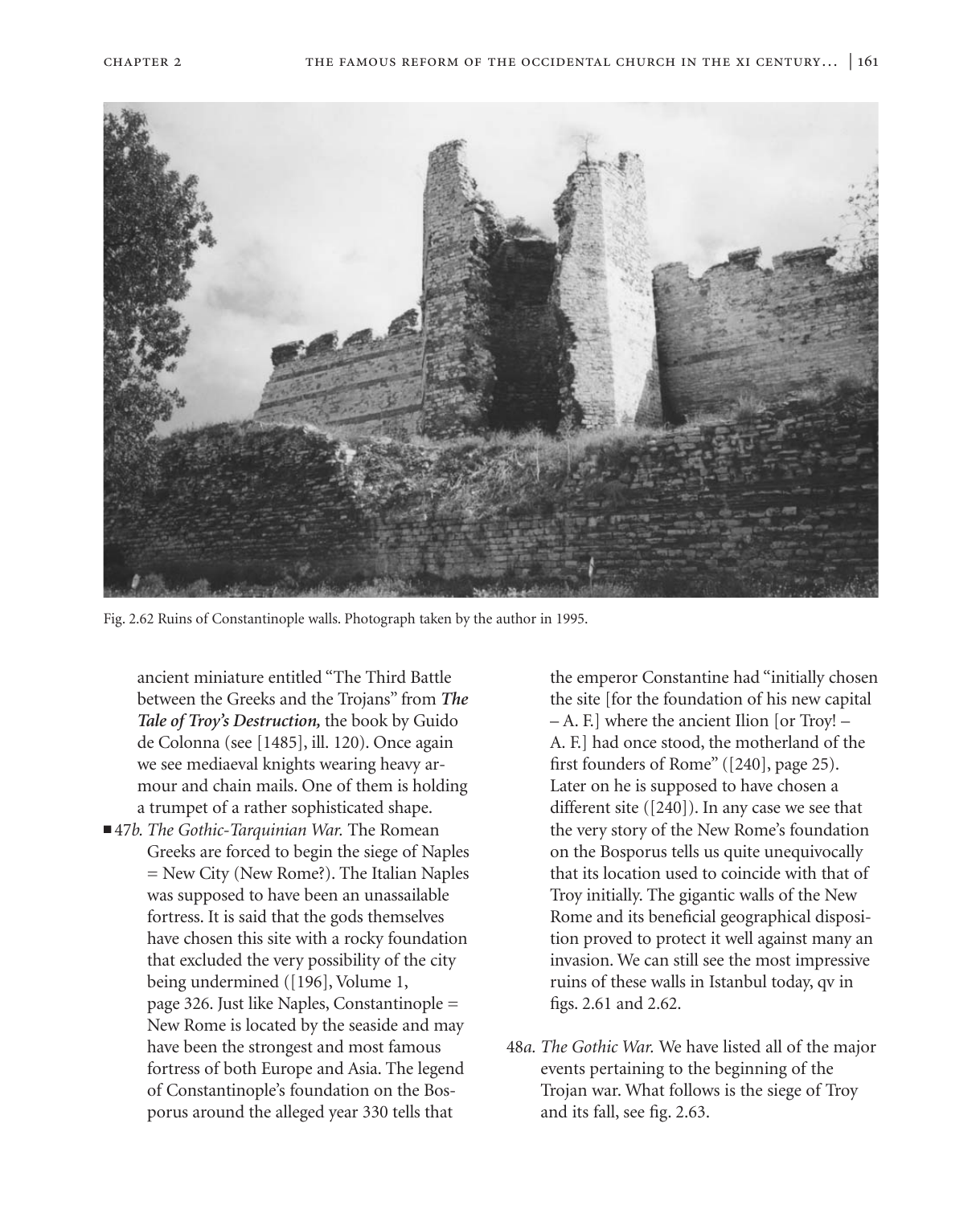Fig. 2.62 Ruins of Constantinople walls. Photograph taken by the author in 1995.

ancient miniature entitled "The Third Battle between the Greeks and the Trojans" from ***The Tale of Troy's Destruction,*** the book by Guido de Colonna (see [1485], ill. 120). Once again we see mediaeval knights wearing heavy armour and chain mails. One of them is holding a trumpet of a rather sophisticated shape.

■ 47*b. The Gothic-Tarquinian War.* The Romean Greeks are forced to begin the siege of Naples = New City (New Rome?). The Italian Naples was supposed to have been an unassailable fortress. It is said that the gods themselves have chosen this site with a rocky foundation that excluded the very possibility of the city being undermined ([196], Volume 1, page 326. Just like Naples, Constantinople = New Rome is located by the seaside and may have been the strongest and most famous fortress of both Europe and Asia. The legend of Constantinople's foundation on the Bosporus around the alleged year 330 tells that the emperor Constantine had "initially chosen the site [for the foundation of his new capital – A. F.] where the ancient Ilion [or Troy! – A. F.] had once stood, the motherland of the first founders of Rome" ([240], page 25). Later on he is supposed to have chosen a different site ([240]). In any case we see that the very story of the New Rome's foundation on the Bosporus tells us quite unequivocally that its location used to coincide with that of Troy initially. The gigantic walls of the New Rome and its beneficial geographical disposition proved to protect it well against many an invasion. We can still see the most impressive ruins of these walls in Istanbul today, qv in figs. 2.61 and 2.62.

48*a. The Gothic War.* We have listed all of the major events pertaining to the beginning of the Trojan war. What follows is the siege of Troy and its fall, see fig. 2.63.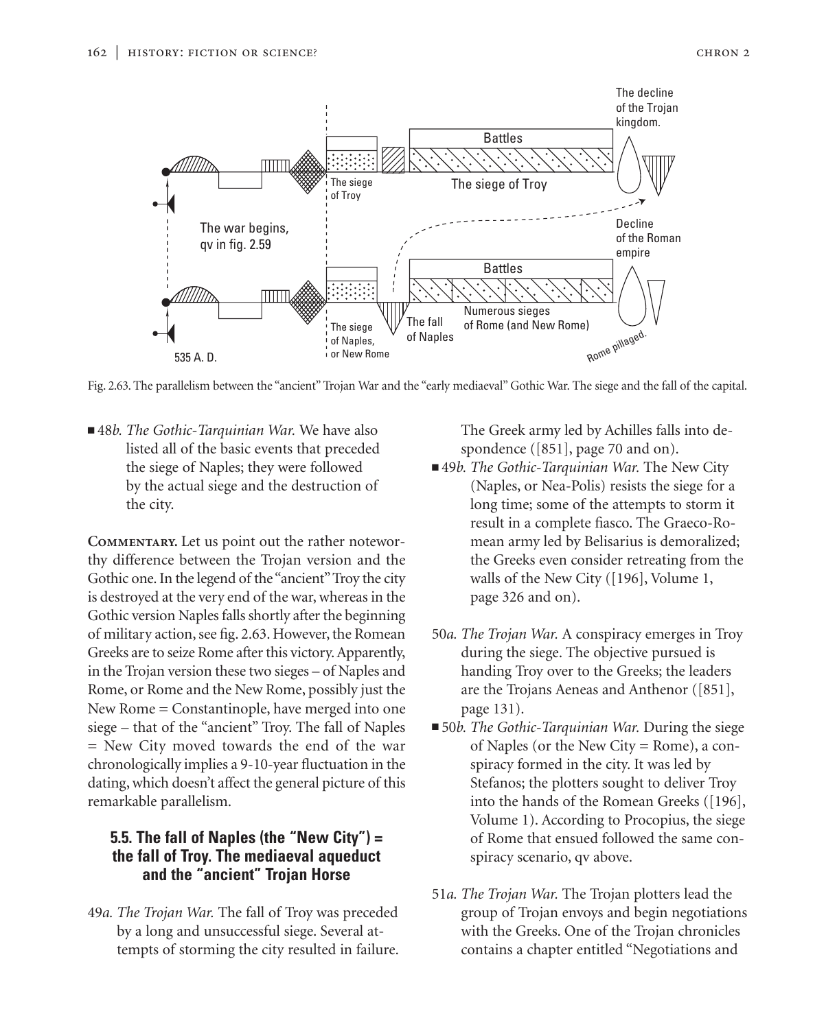Fig. 2.63. The parallelism between the "ancient" Trojan War and the "early mediaeval" Gothic War. The siege and the fall of the capital.

■ 48*b*. *The Gothic-Tarquinian War.* We have also listed all of the basic events that preceded the siege of Naples; they were followed by the actual siege and the destruction of the city.

**Commentary.** Let us point out the rather noteworthy difference between the Trojan version and the Gothic one. In the legend of the "ancient" Troy the city is destroyed at the very end of the war, whereas in the Gothic version Naples falls shortly after the beginning of military action, see fig. 2.63. However, the Romean Greeks are to seize Rome after this victory. Apparently, in the Trojan version these two sieges – of Naples and Rome, or Rome and the New Rome, possibly just the New Rome = Constantinople, have merged into one siege – that of the "ancient" Troy. The fall of Naples = New City moved towards the end of the war chronologically implies a 9-10-year fluctuation in the dating, which doesn't affect the general picture of this remarkable parallelism.

### 5.5. The fall of Naples (the "New City") = the fall of Troy. The mediaeval aqueduct and the "ancient" Trojan Horse

49*a*. *The Trojan War.* The fall of Troy was preceded by a long and unsuccessful siege. Several attempts of storming the city resulted in failure. The Greek army led by Achilles falls into despondence ([851], page 70 and on).

■ 49*b*. *The Gothic-Tarquinian War.* The New City (Naples, or Nea-Polis) resists the siege for a long time; some of the attempts to storm it result in a complete fiasco. The Graeco-Romean army led by Belisarius is demoralized; the Greeks even consider retreating from the walls of the New City ([196], Volume 1, page 326 and on).

50*a*. *The Trojan War.* A conspiracy emerges in Troy during the siege. The objective pursued is handing Troy over to the Greeks; the leaders are the Trojans Aeneas and Anthenor ([851], page 131).

■ 50*b*. *The Gothic-Tarquinian War.* During the siege of Naples (or the New City = Rome), a conspiracy formed in the city. It was led by Stefanos; the plotters sought to deliver Troy into the hands of the Romean Greeks ([196], Volume 1). According to Procopius, the siege of Rome that ensued followed the same conspiracy scenario, qv above.

51*a*. *The Trojan War.* The Trojan plotters lead the group of Trojan envoys and begin negotiations with the Greeks. One of the Trojan chronicles contains a chapter entitled "Negotiations and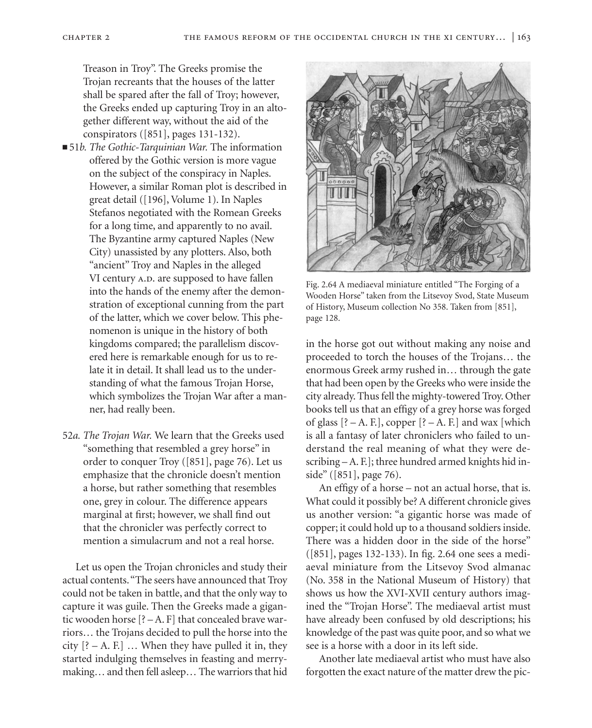Treason in Troy". The Greeks promise the Trojan recreants that the houses of the latter shall be spared after the fall of Troy; however, the Greeks ended up capturing Troy in an altogether different way, without the aid of the conspirators ([851], pages 131-132).

- 51*b. The Gothic-Tarquinian War.* The information offered by the Gothic version is more vague on the subject of the conspiracy in Naples. However, a similar Roman plot is described in great detail ([196], Volume 1). In Naples Stefanos negotiated with the Romean Greeks for a long time, and apparently to no avail. The Byzantine army captured Naples (New City) unassisted by any plotters. Also, both "ancient" Troy and Naples in the alleged VI century A.D. are supposed to have fallen into the hands of the enemy after the demonstration of exceptional cunning from the part of the latter, which we cover below. This phenomenon is unique in the history of both kingdoms compared; the parallelism discovered here is remarkable enough for us to relate it in detail. It shall lead us to the understanding of what the famous Trojan Horse, which symbolizes the Trojan War after a manner, had really been.

52*a. The Trojan War.* We learn that the Greeks used "something that resembled a grey horse" in order to conquer Troy ([851], page 76). Let us emphasize that the chronicle doesn't mention a horse, but rather something that resembles one, grey in colour. The difference appears marginal at first; however, we shall find out that the chronicler was perfectly correct to mention a simulacrum and not a real horse.

Let us open the Trojan chronicles and study their actual contents. "The seers have announced that Troy could not be taken in battle, and that the only way to capture it was guile. Then the Greeks made a gigantic wooden horse [? – A. F] that concealed brave warriors… the Trojans decided to pull the horse into the city [? – A. F.] … When they have pulled it in, they started indulging themselves in feasting and merrymaking… and then fell asleep… The warriors that hid in the horse got out without making any noise and proceeded to torch the houses of the Trojans… the enormous Greek army rushed in… through the gate that had been open by the Greeks who were inside the city already. Thus fell the mighty-towered Troy. Other books tell us that an effigy of a grey horse was forged of glass [? – A. F.], copper [? – A. F.] and wax [which is all a fantasy of later chroniclers who failed to understand the real meaning of what they were describing – A. F.]; three hundred armed knights hid inside" ([851], page 76).

Fig. 2.64 A mediaeval miniature entitled "The Forging of a Wooden Horse" taken from the Litsevoy Svod, State Museum of History, Museum collection No 358. Taken from [851], page 128.

An effigy of a horse – not an actual horse, that is. What could it possibly be? A different chronicle gives us another version: "a gigantic horse was made of copper; it could hold up to a thousand soldiers inside. There was a hidden door in the side of the horse" ([851], pages 132-133). In fig. 2.64 one sees a mediaeval miniature from the Litsevoy Svod almanac (No. 358 in the National Museum of History) that shows us how the XVI-XVII century authors imagined the "Trojan Horse". The mediaeval artist must have already been confused by old descriptions; his knowledge of the past was quite poor, and so what we see is a horse with a door in its left side.

Another late mediaeval artist who must have also forgotten the exact nature of the matter drew the pic-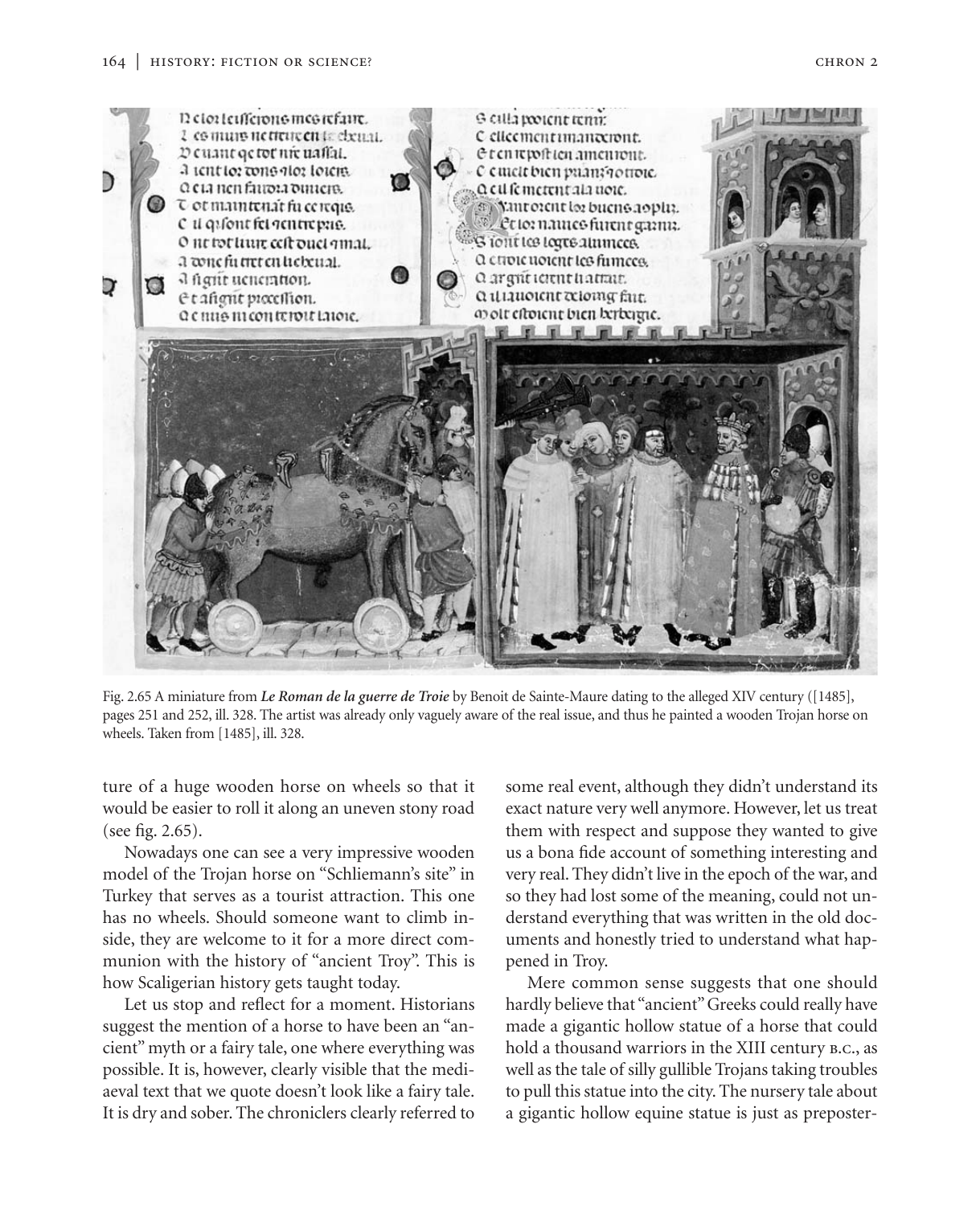Fig. 2.65 A miniature from ***Le Roman de la guerre de Troie*** by Benoit de Sainte-Maure dating to the alleged XIV century ([1485], pages 251 and 252, ill. 328. The artist was already only vaguely aware of the real issue, and thus he painted a wooden Trojan horse on wheels. Taken from [1485], ill. 328.

ture of a huge wooden horse on wheels so that it would be easier to roll it along an uneven stony road (see fig. 2.65).

Nowadays one can see a very impressive wooden model of the Trojan horse on "Schliemann's site" in Turkey that serves as a tourist attraction. This one has no wheels. Should someone want to climb inside, they are welcome to it for a more direct communion with the history of "ancient Troy". This is how Scaligerian history gets taught today.

Let us stop and reflect for a moment. Historians suggest the mention of a horse to have been an "ancient" myth or a fairy tale, one where everything was possible. It is, however, clearly visible that the mediaeval text that we quote doesn't look like a fairy tale. It is dry and sober. The chroniclers clearly referred to some real event, although they didn't understand its exact nature very well anymore. However, let us treat them with respect and suppose they wanted to give us a bona fide account of something interesting and very real. They didn't live in the epoch of the war, and so they had lost some of the meaning, could not understand everything that was written in the old documents and honestly tried to understand what happened in Troy.

Mere common sense suggests that one should hardly believe that "ancient" Greeks could really have made a gigantic hollow statue of a horse that could hold a thousand warriors in the XIII century B.C., as well as the tale of silly gullible Trojans taking troubles to pull this statue into the city. The nursery tale about a gigantic hollow equine statue is just as preposter-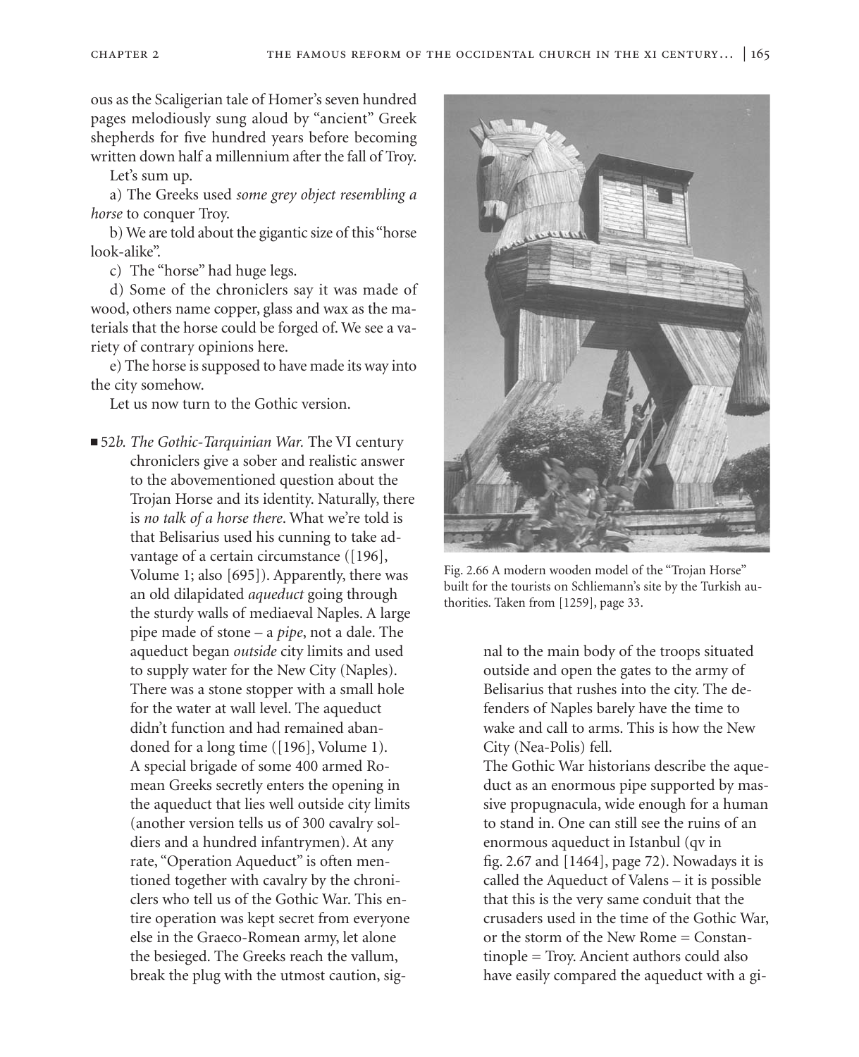ous as the Scaligerian tale of Homer's seven hundred pages melodiously sung aloud by "ancient" Greek shepherds for five hundred years before becoming written down half a millennium after the fall of Troy.

Let's sum up.

a) The Greeks used *some grey object resembling a horse* to conquer Troy.

b) We are told about the gigantic size of this "horse look-alike".

c) The "horse" had huge legs.

d) Some of the chroniclers say it was made of wood, others name copper, glass and wax as the materials that the horse could be forged of. We see a variety of contrary opinions here.

e) The horse is supposed to have made its way into the city somehow.

Let us now turn to the Gothic version.

■ 52*b. The Gothic-Tarquinian War.* The VI century chroniclers give a sober and realistic answer to the abovementioned question about the Trojan Horse and its identity. Naturally, there is *no talk of a horse there*. What we're told is that Belisarius used his cunning to take advantage of a certain circumstance ([196], Volume 1; also [695]). Apparently, there was an old dilapidated *aqueduct* going through the sturdy walls of mediaeval Naples. A large pipe made of stone – a *pipe*, not a dale. The aqueduct began *outside* city limits and used to supply water for the New City (Naples). There was a stone stopper with a small hole for the water at wall level. The aqueduct didn't function and had remained abandoned for a long time ([196], Volume 1). A special brigade of some 400 armed Romean Greeks secretly enters the opening in the aqueduct that lies well outside city limits (another version tells us of 300 cavalry soldiers and a hundred infantrymen). At any rate, "Operation Aqueduct" is often mentioned together with cavalry by the chroniclers who tell us of the Gothic War. This entire operation was kept secret from everyone else in the Graeco-Romean army, let alone the besieged. The Greeks reach the vallum, break the plug with the utmost caution, signal to the main body of the troops situated outside and open the gates to the army of Belisarius that rushes into the city. The defenders of Naples barely have the time to wake and call to arms. This is how the New City (Nea-Polis) fell.

The Gothic War historians describe the aqueduct as an enormous pipe supported by massive propugnacula, wide enough for a human to stand in. One can still see the ruins of an enormous aqueduct in Istanbul (qv in fig. 2.67 and [1464], page 72). Nowadays it is called the Aqueduct of Valens – it is possible that this is the very same conduit that the crusaders used in the time of the Gothic War, or the storm of the New Rome = Constantinople = Troy. Ancient authors could also have easily compared the aqueduct with a gi-

Fig. 2.66 A modern wooden model of the "Trojan Horse" built for the tourists on Schliemann's site by the Turkish authorities. Taken from [1259], page 33.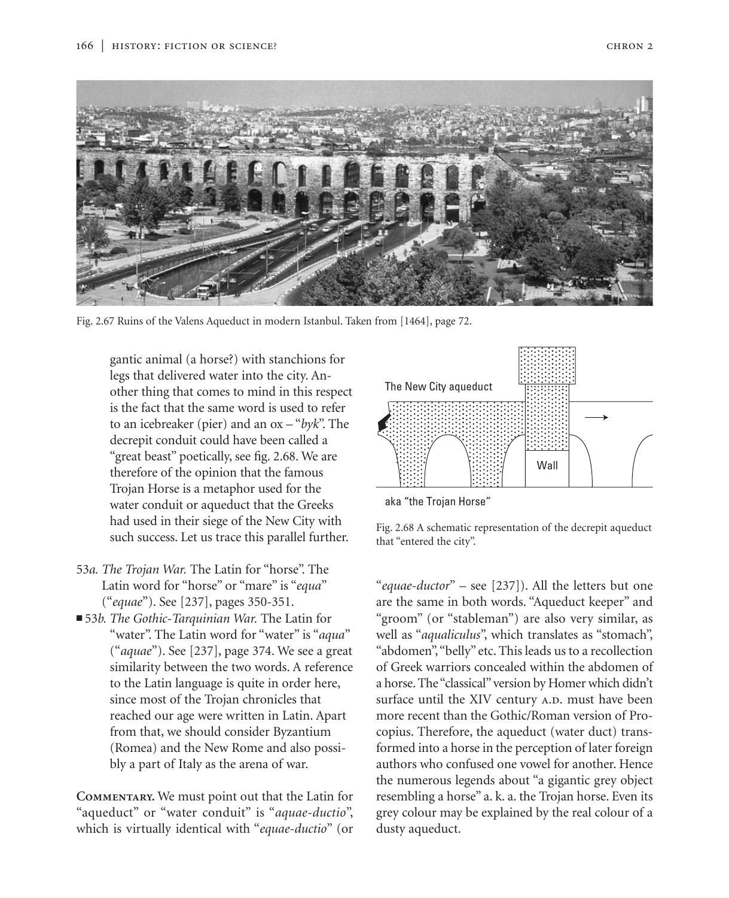Fig. 2.67 Ruins of the Valens Aqueduct in modern Istanbul. Taken from [1464], page 72.

gantic animal (a horse?) with stanchions for legs that delivered water into the city. Another thing that comes to mind in this respect is the fact that the same word is used to refer to an icebreaker (pier) and an ox – "*byk*". The decrepit conduit could have been called a "great beast" poetically, see fig. 2.68. We are therefore of the opinion that the famous Trojan Horse is a metaphor used for the water conduit or aqueduct that the Greeks had used in their siege of the New City with such success. Let us trace this parallel further.

Fig. 2.68 A schematic representation of the decrepit aqueduct that "entered the city".

53*a*. *The Trojan War.* The Latin for "horse". The Latin word for "horse" or "mare" is "*equa*" ("*equae*"). See [237], pages 350-351.

■ 53*b*. *The Gothic-Tarquinian War.* The Latin for "water". The Latin word for "water" is "*aqua*" ("*aquae*"). See [237], page 374. We see a great similarity between the two words. A reference to the Latin language is quite in order here, since most of the Trojan chronicles that reached our age were written in Latin. Apart from that, we should consider Byzantium (Romea) and the New Rome and also possibly a part of Italy as the arena of war.

**Commentary.** We must point out that the Latin for "aqueduct" or "water conduit" is "*aquae-ductio*", which is virtually identical with "*equae-ductio*" (or "*equae-ductor*" – see [237]). All the letters but one are the same in both words. "Aqueduct keeper" and "groom" (or "stableman") are also very similar, as well as "*aqualiculus*", which translates as "stomach", "abdomen", "belly" etc. This leads us to a recollection of Greek warriors concealed within the abdomen of a horse. The "classical" version by Homer which didn't surface until the XIV century A.D. must have been more recent than the Gothic/Roman version of Procopius. Therefore, the aqueduct (water duct) transformed into a horse in the perception of later foreign authors who confused one vowel for another. Hence the numerous legends about "a gigantic grey object resembling a horse" a. k. a. the Trojan horse. Even its grey colour may be explained by the real colour of a dusty aqueduct.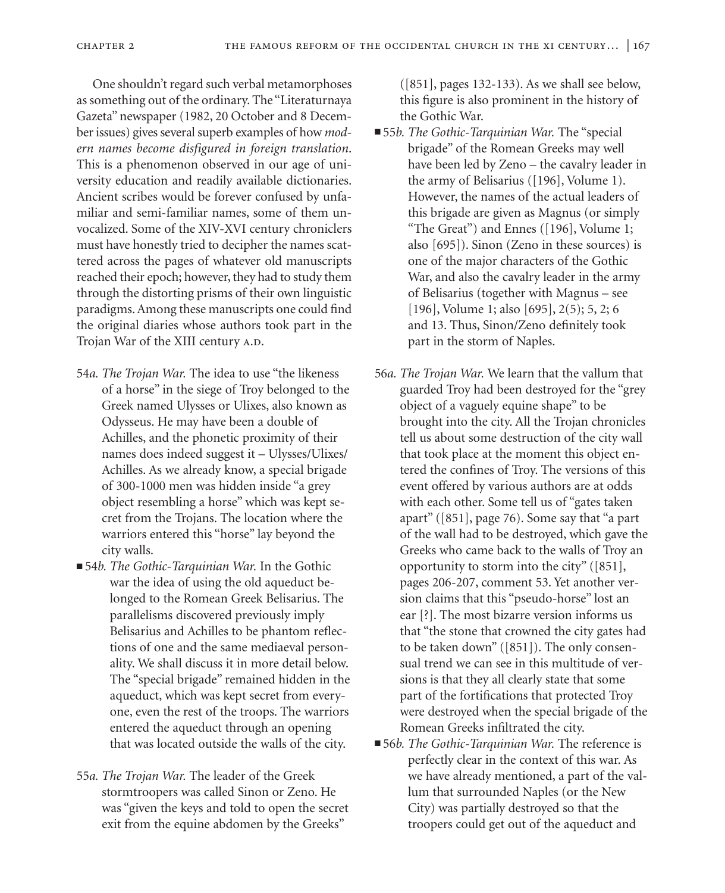One shouldn't regard such verbal metamorphoses as something out of the ordinary. The "Literaturnaya Gazeta" newspaper (1982, 20 October and 8 December issues) gives several superb examples of how *modern names become disfigured in foreign translation*. This is a phenomenon observed in our age of university education and readily available dictionaries. Ancient scribes would be forever confused by unfamiliar and semi-familiar names, some of them unvocalized. Some of the XIV-XVI century chroniclers must have honestly tried to decipher the names scattered across the pages of whatever old manuscripts reached their epoch; however, they had to study them through the distorting prisms of their own linguistic paradigms. Among these manuscripts one could find the original diaries whose authors took part in the Trojan War of the XIII century A.D.

54*a. The Trojan War.* The idea to use "the likeness of a horse" in the siege of Troy belonged to the Greek named Ulysses or Ulixes, also known as Odysseus. He may have been a double of Achilles, and the phonetic proximity of their names does indeed suggest it – Ulysses/Ulixes/Achilles. As we already know, a special brigade of 300-1000 men was hidden inside "a grey object resembling a horse" which was kept secret from the Trojans. The location where the warriors entered this "horse" lay beyond the city walls.

■ 54*b. The Gothic-Tarquinian War.* In the Gothic war the idea of using the old aqueduct belonged to the Romean Greek Belisarius. The parallelisms discovered previously imply Belisarius and Achilles to be phantom reflections of one and the same mediaeval personality. We shall discuss it in more detail below. The "special brigade" remained hidden in the aqueduct, which was kept secret from everyone, even the rest of the troops. The warriors entered the aqueduct through an opening that was located outside the walls of the city.

55*a. The Trojan War.* The leader of the Greek stormtroopers was called Sinon or Zeno. He was "given the keys and told to open the secret exit from the equine abdomen by the Greeks" ([851], pages 132-133). As we shall see below, this figure is also prominent in the history of the Gothic War.

■ 55*b. The Gothic-Tarquinian War.* The "special brigade" of the Romean Greeks may well have been led by Zeno – the cavalry leader in the army of Belisarius ([196], Volume 1). However, the names of the actual leaders of this brigade are given as Magnus (or simply "The Great") and Ennes ([196], Volume 1; also [695]). Sinon (Zeno in these sources) is one of the major characters of the Gothic War, and also the cavalry leader in the army of Belisarius (together with Magnus – see [196], Volume 1; also [695], 2(5); 5, 2; 6 and 13. Thus, Sinon/Zeno definitely took part in the storm of Naples.

56*a. The Trojan War.* We learn that the vallum that guarded Troy had been destroyed for the "grey object of a vaguely equine shape" to be brought into the city. All the Trojan chronicles tell us about some destruction of the city wall that took place at the moment this object entered the confines of Troy. The versions of this event offered by various authors are at odds with each other. Some tell us of "gates taken apart" ([851], page 76). Some say that "a part of the wall had to be destroyed, which gave the Greeks who came back to the walls of Troy an opportunity to storm into the city" ([851], pages 206-207, comment 53. Yet another version claims that this "pseudo-horse" lost an ear [?]. The most bizarre version informs us that "the stone that crowned the city gates had to be taken down" ([851]). The only consensual trend we can see in this multitude of versions is that they all clearly state that some part of the fortifications that protected Troy were destroyed when the special brigade of the Romean Greeks infiltrated the city.

■ 56*b. The Gothic-Tarquinian War.* The reference is perfectly clear in the context of this war. As we have already mentioned, a part of the vallum that surrounded Naples (or the New City) was partially destroyed so that the troopers could get out of the aqueduct and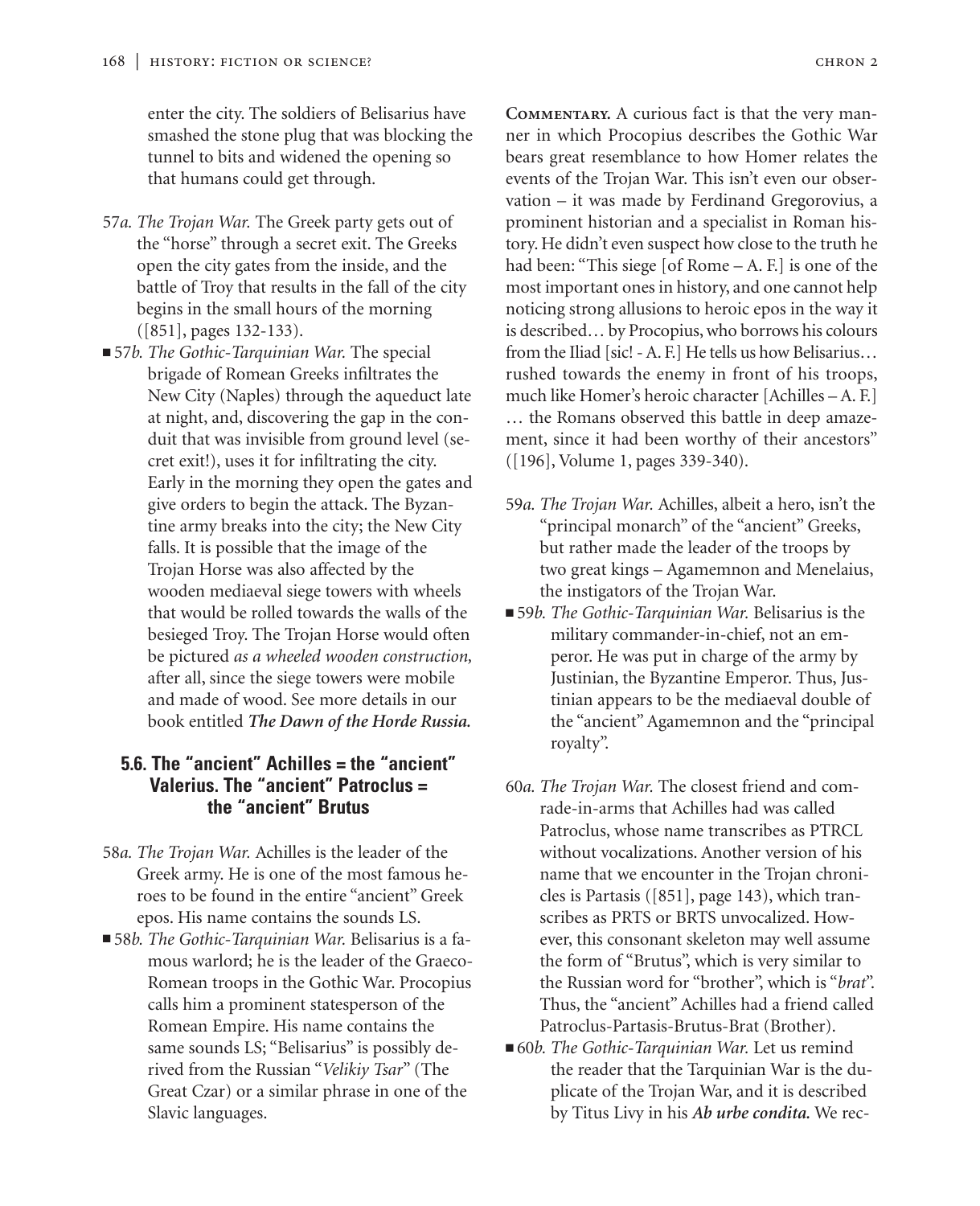enter the city. The soldiers of Belisarius have smashed the stone plug that was blocking the tunnel to bits and widened the opening so that humans could get through.

57*a. The Trojan War.* The Greek party gets out of the "horse" through a secret exit. The Greeks open the city gates from the inside, and the battle of Troy that results in the fall of the city begins in the small hours of the morning ([851], pages 132-133).

■ 57*b. The Gothic-Tarquinian War.* The special brigade of Romean Greeks infiltrates the New City (Naples) through the aqueduct late at night, and, discovering the gap in the conduit that was invisible from ground level (secret exit!), uses it for infiltrating the city. Early in the morning they open the gates and give orders to begin the attack. The Byzantine army breaks into the city; the New City falls. It is possible that the image of the Trojan Horse was also affected by the wooden mediaeval siege towers with wheels that would be rolled towards the walls of the besieged Troy. The Trojan Horse would often be pictured *as a wheeled wooden construction,* after all, since the siege towers were mobile and made of wood. See more details in our book entitled ***The Dawn of the Horde Russia.***

## 5.6. The "ancient" Achilles = the "ancient" Valerius. The "ancient" Patroclus = the "ancient" Brutus

58*a. The Trojan War.* Achilles is the leader of the Greek army. He is one of the most famous heroes to be found in the entire "ancient" Greek epos. His name contains the sounds LS.

■ 58*b. The Gothic-Tarquinian War.* Belisarius is a famous warlord; he is the leader of the Graeco-Romean troops in the Gothic War. Procopius calls him a prominent statesperson of the Romean Empire. His name contains the same sounds LS; "Belisarius" is possibly derived from the Russian "*Velikiy Tsar*" (The Great Czar) or a similar phrase in one of the Slavic languages.

**Commentary.** A curious fact is that the very manner in which Procopius describes the Gothic War bears great resemblance to how Homer relates the events of the Trojan War. This isn't even our observation – it was made by Ferdinand Gregorovius, a prominent historian and a specialist in Roman history. He didn't even suspect how close to the truth he had been: "This siege [of Rome – A. F.] is one of the most important ones in history, and one cannot help noticing strong allusions to heroic epos in the way it is described… by Procopius, who borrows his colours from the Iliad [sic! - A. F.] He tells us how Belisarius… rushed towards the enemy in front of his troops, much like Homer's heroic character [Achilles – A. F.] … the Romans observed this battle in deep amazement, since it had been worthy of their ancestors" ([196], Volume 1, pages 339-340).

59*a. The Trojan War.* Achilles, albeit a hero, isn't the "principal monarch" of the "ancient" Greeks, but rather made the leader of the troops by two great kings – Agamemnon and Menelaius, the instigators of the Trojan War.

■ 59*b. The Gothic-Tarquinian War.* Belisarius is the military commander-in-chief, not an emperor. He was put in charge of the army by Justinian, the Byzantine Emperor. Thus, Justinian appears to be the mediaeval double of the "ancient" Agamemnon and the "principal royalty".

60*a. The Trojan War.* The closest friend and comrade-in-arms that Achilles had was called Patroclus, whose name transcribes as PTRCL without vocalizations. Another version of his name that we encounter in the Trojan chronicles is Partasis ([851], page 143), which transcribes as PRTS or BRTS unvocalized. However, this consonant skeleton may well assume the form of "Brutus", which is very similar to the Russian word for "brother", which is "*brat*". Thus, the "ancient" Achilles had a friend called Patroclus-Partasis-Brutus-Brat (Brother).

■ 60*b. The Gothic-Tarquinian War.* Let us remind the reader that the Tarquinian War is the duplicate of the Trojan War, and it is described by Titus Livy in his ***Ab urbe condita.*** We rec-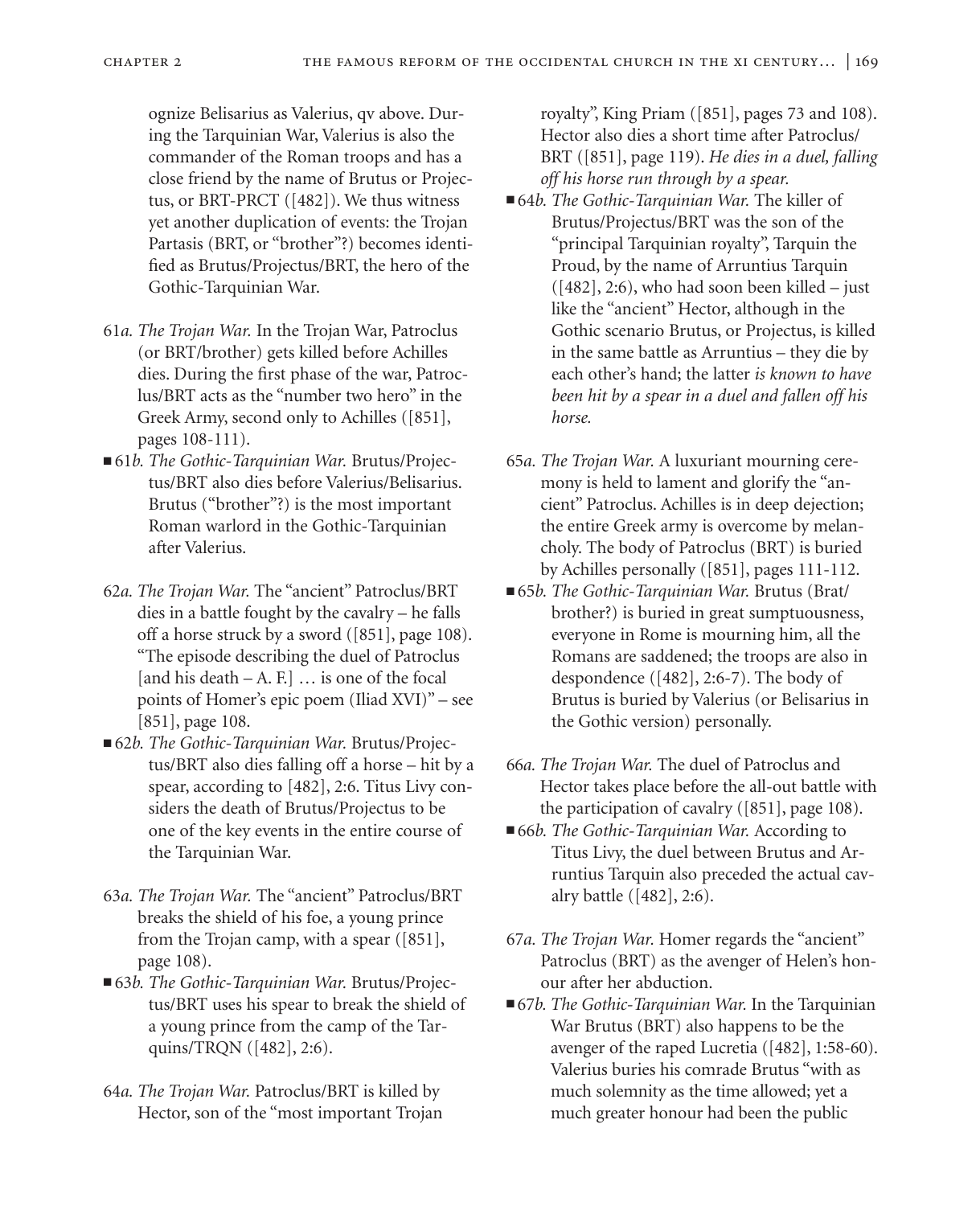ognize Belisarius as Valerius, qv above. During the Tarquinian War, Valerius is also the commander of the Roman troops and has a close friend by the name of Brutus or Projectus, or BRT-PRCT ([482]). We thus witness yet another duplication of events: the Trojan Partasis (BRT, or "brother"?) becomes identified as Brutus/Projectus/BRT, the hero of the Gothic-Tarquinian War.

61*a*. *The Trojan War.* In the Trojan War, Patroclus (or BRT/brother) gets killed before Achilles dies. During the first phase of the war, Patroclus/BRT acts as the "number two hero" in the Greek Army, second only to Achilles ([851], pages 108-111).

■ 61*b*. *The Gothic-Tarquinian War.* Brutus/Projectus/BRT also dies before Valerius/Belisarius. Brutus ("brother"?) is the most important Roman warlord in the Gothic-Tarquinian after Valerius.

62*a*. *The Trojan War.* The "ancient" Patroclus/BRT dies in a battle fought by the cavalry – he falls off a horse struck by a sword ([851], page 108). "The episode describing the duel of Patroclus [and his death – A. F.] … is one of the focal points of Homer's epic poem (Iliad XVI)" – see [851], page 108.

■ 62*b*. *The Gothic-Tarquinian War.* Brutus/Projectus/BRT also dies falling off a horse – hit by a spear, according to [482], 2:6. Titus Livy considers the death of Brutus/Projectus to be one of the key events in the entire course of the Tarquinian War.

63*a*. *The Trojan War.* The "ancient" Patroclus/BRT breaks the shield of his foe, a young prince from the Trojan camp, with a spear ([851], page 108).

■ 63*b*. *The Gothic-Tarquinian War.* Brutus/Projectus/BRT uses his spear to break the shield of a young prince from the camp of the Tarquins/TRQN ([482], 2:6).

64*a*. *The Trojan War.* Patroclus/BRT is killed by Hector, son of the "most important Trojan royalty", King Priam ([851], pages 73 and 108). Hector also dies a short time after Patroclus/BRT ([851], page 119). *He dies in a duel, falling off his horse run through by a spear.*

■ 64*b*. *The Gothic-Tarquinian War.* The killer of Brutus/Projectus/BRT was the son of the "principal Tarquinian royalty", Tarquin the Proud, by the name of Arruntius Tarquin ([482], 2:6), who had soon been killed – just like the "ancient" Hector, although in the Gothic scenario Brutus, or Projectus, is killed in the same battle as Arruntius – they die by each other's hand; the latter *is known to have been hit by a spear in a duel and fallen off his horse.*

65*a*. *The Trojan War.* A luxuriant mourning ceremony is held to lament and glorify the "ancient" Patroclus. Achilles is in deep dejection; the entire Greek army is overcome by melancholy. The body of Patroclus (BRT) is buried by Achilles personally ([851], pages 111-112.

■ 65*b*. *The Gothic-Tarquinian War.* Brutus (Brat/brother?) is buried in great sumptuousness, everyone in Rome is mourning him, all the Romans are saddened; the troops are also in despondence ([482], 2:6-7). The body of Brutus is buried by Valerius (or Belisarius in the Gothic version) personally.

66*a*. *The Trojan War.* The duel of Patroclus and Hector takes place before the all-out battle with the participation of cavalry ([851], page 108).

■ 66*b*. *The Gothic-Tarquinian War.* According to Titus Livy, the duel between Brutus and Arruntius Tarquin also preceded the actual cavalry battle ([482], 2:6).

67*a*. *The Trojan War.* Homer regards the "ancient" Patroclus (BRT) as the avenger of Helen's honour after her abduction.

■ 67*b*. *The Gothic-Tarquinian War.* In the Tarquinian War Brutus (BRT) also happens to be the avenger of the raped Lucretia ([482], 1:58-60). Valerius buries his comrade Brutus "with as much solemnity as the time allowed; yet a much greater honour had been the public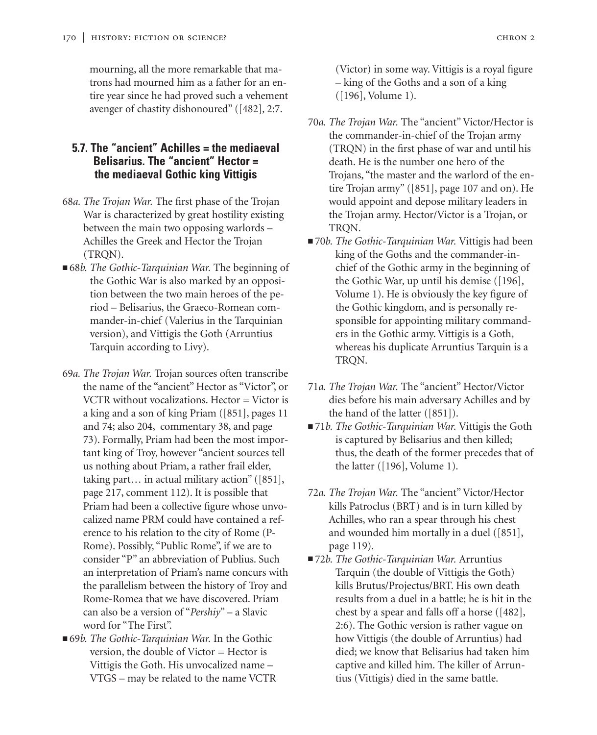mourning, all the more remarkable that matrons had mourned him as a father for an entire year since he had proved such a vehement avenger of chastity dishonoured" ([482], 2:7.

### 5.7. The "ancient" Achilles = the mediaeval Belisarius. The "ancient" Hector = the mediaeval Gothic king Vittigis

68*a. The Trojan War.* The first phase of the Trojan War is characterized by great hostility existing between the main two opposing warlords – Achilles the Greek and Hector the Trojan (TRQN).

■ 68*b. The Gothic-Tarquinian War.* The beginning of the Gothic War is also marked by an opposition between the two main heroes of the period – Belisarius, the Graeco-Romean commander-in-chief (Valerius in the Tarquinian version), and Vittigis the Goth (Arruntius Tarquin according to Livy).

69*a. The Trojan War.* Trojan sources often transcribe the name of the "ancient" Hector as "Victor", or VCTR without vocalizations. Hector = Victor is a king and a son of king Priam ([851], pages 11 and 74; also 204, commentary 38, and page 73). Formally, Priam had been the most important king of Troy, however "ancient sources tell us nothing about Priam, a rather frail elder, taking part… in actual military action" ([851], page 217, comment 112). It is possible that Priam had been a collective figure whose unvocalized name PRM could have contained a reference to his relation to the city of Rome (P-Rome). Possibly, "Public Rome", if we are to consider "P" an abbreviation of Publius. Such an interpretation of Priam's name concurs with the parallelism between the history of Troy and Rome-Romea that we have discovered. Priam can also be a version of "*Pershiy*" – a Slavic word for "The First".

■ 69*b. The Gothic-Tarquinian War.* In the Gothic version, the double of Victor = Hector is Vittigis the Goth. His unvocalized name – VTGS – may be related to the name VCTR (Victor) in some way. Vittigis is a royal figure – king of the Goths and a son of a king ([196], Volume 1).

70*a. The Trojan War.* The "ancient" Victor/Hector is the commander-in-chief of the Trojan army (TRQN) in the first phase of war and until his death. He is the number one hero of the Trojans, "the master and the warlord of the entire Trojan army" ([851], page 107 and on). He would appoint and depose military leaders in the Trojan army. Hector/Victor is a Trojan, or TRQN.

■ 70*b. The Gothic-Tarquinian War.* Vittigis had been king of the Goths and the commander-in-chief of the Gothic army in the beginning of the Gothic War, up until his demise ([196], Volume 1). He is obviously the key figure of the Gothic kingdom, and is personally responsible for appointing military commanders in the Gothic army. Vittigis is a Goth, whereas his duplicate Arruntius Tarquin is a TRQN.

71*a. The Trojan War.* The "ancient" Hector/Victor dies before his main adversary Achilles and by the hand of the latter ([851]).

■ 71*b. The Gothic-Tarquinian War.* Vittigis the Goth is captured by Belisarius and then killed; thus, the death of the former precedes that of the latter ([196], Volume 1).

72*a. The Trojan War.* The "ancient" Victor/Hector kills Patroclus (BRT) and is in turn killed by Achilles, who ran a spear through his chest and wounded him mortally in a duel ([851], page 119).

■ 72*b. The Gothic-Tarquinian War.* Arruntius Tarquin (the double of Vittigis the Goth) kills Brutus/Projectus/BRT. His own death results from a duel in a battle; he is hit in the chest by a spear and falls off a horse ([482], 2:6). The Gothic version is rather vague on how Vittigis (the double of Arruntius) had died; we know that Belisarius had taken him captive and killed him. The killer of Arruntius (Vittigis) died in the same battle.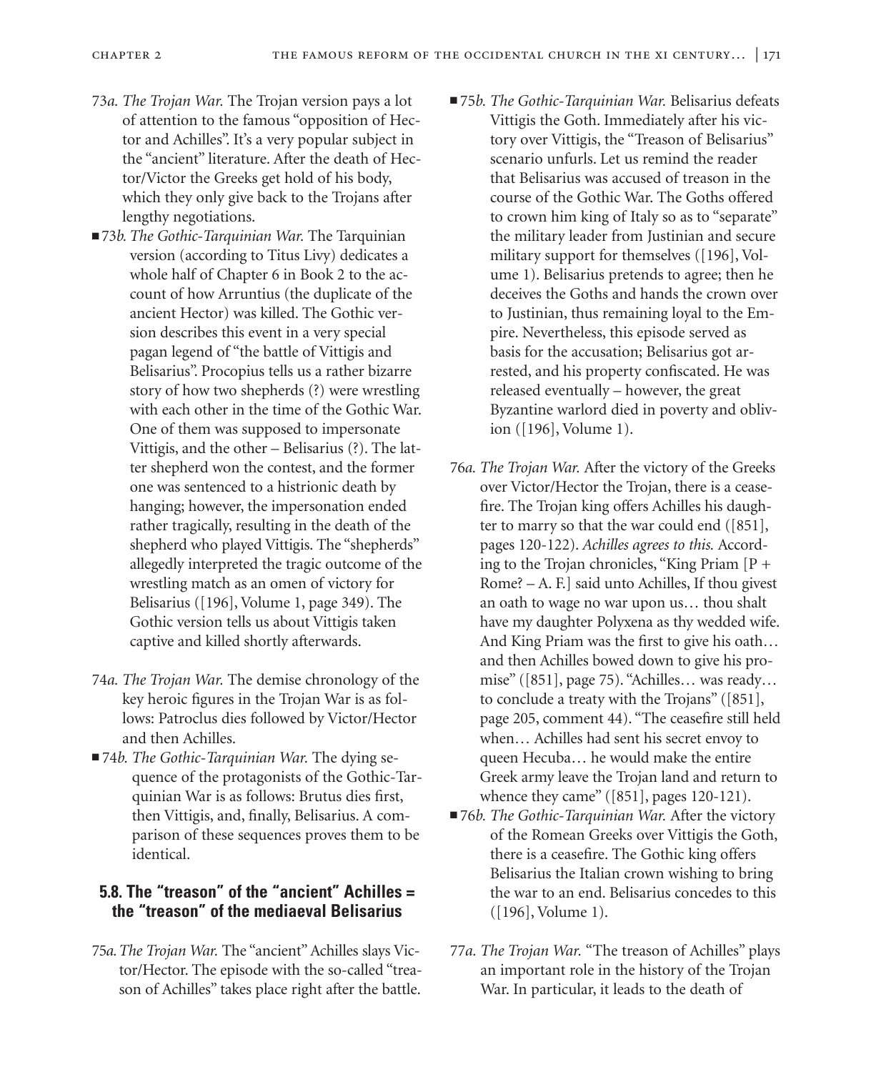73*a*. *The Trojan War.* The Trojan version pays a lot of attention to the famous "opposition of Hector and Achilles". It's a very popular subject in the "ancient" literature. After the death of Hector/Victor the Greeks get hold of his body, which they only give back to the Trojans after lengthy negotiations.

■ 73*b*. *The Gothic-Tarquinian War.* The Tarquinian version (according to Titus Livy) dedicates a whole half of Chapter 6 in Book 2 to the account of how Arruntius (the duplicate of the ancient Hector) was killed. The Gothic version describes this event in a very special pagan legend of "the battle of Vittigis and Belisarius". Procopius tells us a rather bizarre story of how two shepherds (?) were wrestling with each other in the time of the Gothic War. One of them was supposed to impersonate Vittigis, and the other – Belisarius (?). The latter shepherd won the contest, and the former one was sentenced to a histrionic death by hanging; however, the impersonation ended rather tragically, resulting in the death of the shepherd who played Vittigis. The "shepherds" allegedly interpreted the tragic outcome of the wrestling match as an omen of victory for Belisarius ([196], Volume 1, page 349). The Gothic version tells us about Vittigis taken captive and killed shortly afterwards.

74*a*. *The Trojan War.* The demise chronology of the key heroic figures in the Trojan War is as follows: Patroclus dies followed by Victor/Hector and then Achilles.

■ 74*b*. *The Gothic-Tarquinian War.* The dying sequence of the protagonists of the Gothic-Tarquinian War is as follows: Brutus dies first, then Vittigis, and, finally, Belisarius. A comparison of these sequences proves them to be identical.

## 5.8. The "treason" of the "ancient" Achilles = the "treason" of the mediaeval Belisarius

75*a*. *The Trojan War.* The "ancient" Achilles slays Victor/Hector. The episode with the so-called "treason of Achilles" takes place right after the battle.

■ 75*b*. *The Gothic-Tarquinian War.* Belisarius defeats Vittigis the Goth. Immediately after his victory over Vittigis, the "Treason of Belisarius" scenario unfurls. Let us remind the reader that Belisarius was accused of treason in the course of the Gothic War. The Goths offered to crown him king of Italy so as to "separate" the military leader from Justinian and secure military support for themselves ([196], Volume 1). Belisarius pretends to agree; then he deceives the Goths and hands the crown over to Justinian, thus remaining loyal to the Empire. Nevertheless, this episode served as basis for the accusation; Belisarius got arrested, and his property confiscated. He was released eventually – however, the great Byzantine warlord died in poverty and oblivion ([196], Volume 1).

76*a*. *The Trojan War.* After the victory of the Greeks over Victor/Hector the Trojan, there is a ceasefire. The Trojan king offers Achilles his daughter to marry so that the war could end ([851], pages 120-122). *Achilles agrees to this.* According to the Trojan chronicles, "King Priam [P + Rome? – A. F.] said unto Achilles, If thou givest an oath to wage no war upon us… thou shalt have my daughter Polyxena as thy wedded wife. And King Priam was the first to give his oath… and then Achilles bowed down to give his promise" ([851], page 75). "Achilles… was ready… to conclude a treaty with the Trojans" ([851], page 205, comment 44). "The ceasefire still held when… Achilles had sent his secret envoy to queen Hecuba… he would make the entire Greek army leave the Trojan land and return to whence they came" ([851], pages 120-121).

■ 76*b*. *The Gothic-Tarquinian War.* After the victory of the Romean Greeks over Vittigis the Goth, there is a ceasefire. The Gothic king offers Belisarius the Italian crown wishing to bring the war to an end. Belisarius concedes to this ([196], Volume 1).

77*a*. *The Trojan War.* "The treason of Achilles" plays an important role in the history of the Trojan War. In particular, it leads to the death of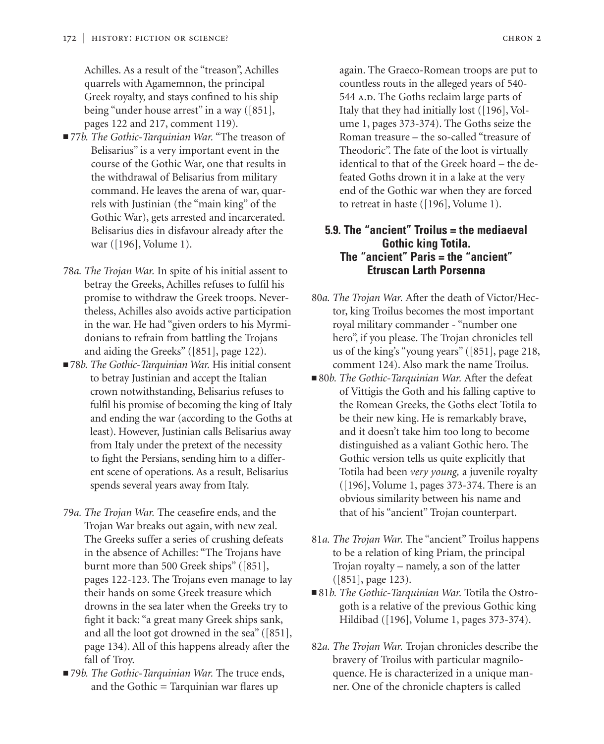Achilles. As a result of the "treason", Achilles quarrels with Agamemnon, the principal Greek royalty, and stays confined to his ship being "under house arrest" in a way ([851], pages 122 and 217, comment 119).

- 77*b. The Gothic-Tarquinian War.* "The treason of Belisarius" is a very important event in the course of the Gothic War, one that results in the withdrawal of Belisarius from military command. He leaves the arena of war, quarrels with Justinian (the "main king" of the Gothic War), gets arrested and incarcerated. Belisarius dies in disfavour already after the war ([196], Volume 1).

78*a. The Trojan War.* In spite of his initial assent to betray the Greeks, Achilles refuses to fulfil his promise to withdraw the Greek troops. Nevertheless, Achilles also avoids active participation in the war. He had "given orders to his Myrmidonians to refrain from battling the Trojans and aiding the Greeks" ([851], page 122).

- 78*b. The Gothic-Tarquinian War.* His initial consent to betray Justinian and accept the Italian crown notwithstanding, Belisarius refuses to fulfil his promise of becoming the king of Italy and ending the war (according to the Goths at least). However, Justinian calls Belisarius away from Italy under the pretext of the necessity to fight the Persians, sending him to a different scene of operations. As a result, Belisarius spends several years away from Italy.

79*a. The Trojan War.* The ceasefire ends, and the Trojan War breaks out again, with new zeal. The Greeks suffer a series of crushing defeats in the absence of Achilles: "The Trojans have burnt more than 500 Greek ships" ([851], pages 122-123. The Trojans even manage to lay their hands on some Greek treasure which drowns in the sea later when the Greeks try to fight it back: "a great many Greek ships sank, and all the loot got drowned in the sea" ([851], page 134). All of this happens already after the fall of Troy.

- 79*b. The Gothic-Tarquinian War.* The truce ends, and the Gothic = Tarquinian war flares up again. The Graeco-Romean troops are put to countless routs in the alleged years of 540-544 A.D. The Goths reclaim large parts of Italy that they had initially lost ([196], Volume 1, pages 373-374). The Goths seize the Roman treasure – the so-called "treasure of Theodoric". The fate of the loot is virtually identical to that of the Greek hoard – the defeated Goths drown it in a lake at the very end of the Gothic war when they are forced to retreat in haste ([196], Volume 1).

### 5.9. The "ancient" Troilus = the mediaeval Gothic king Totila. The "ancient" Paris = the "ancient" Etruscan Larth Porsenna

80*a. The Trojan War.* After the death of Victor/Hector, king Troilus becomes the most important royal military commander - "number one hero", if you please. The Trojan chronicles tell us of the king's "young years" ([851], page 218, comment 124). Also mark the name Troilus.

- 80*b. The Gothic-Tarquinian War.* After the defeat of Vittigis the Goth and his falling captive to the Romean Greeks, the Goths elect Totila to be their new king. He is remarkably brave, and it doesn't take him too long to become distinguished as a valiant Gothic hero. The Gothic version tells us quite explicitly that Totila had been *very young,* a juvenile royalty ([196], Volume 1, pages 373-374. There is an obvious similarity between his name and that of his "ancient" Trojan counterpart.

81*a. The Trojan War.* The "ancient" Troilus happens to be a relation of king Priam, the principal Trojan royalty – namely, a son of the latter ([851], page 123).

- 81*b. The Gothic-Tarquinian War.* Totila the Ostrogoth is a relative of the previous Gothic king Hildibad ([196], Volume 1, pages 373-374).

82*a. The Trojan War.* Trojan chronicles describe the bravery of Troilus with particular magniloquence. He is characterized in a unique manner. One of the chronicle chapters is called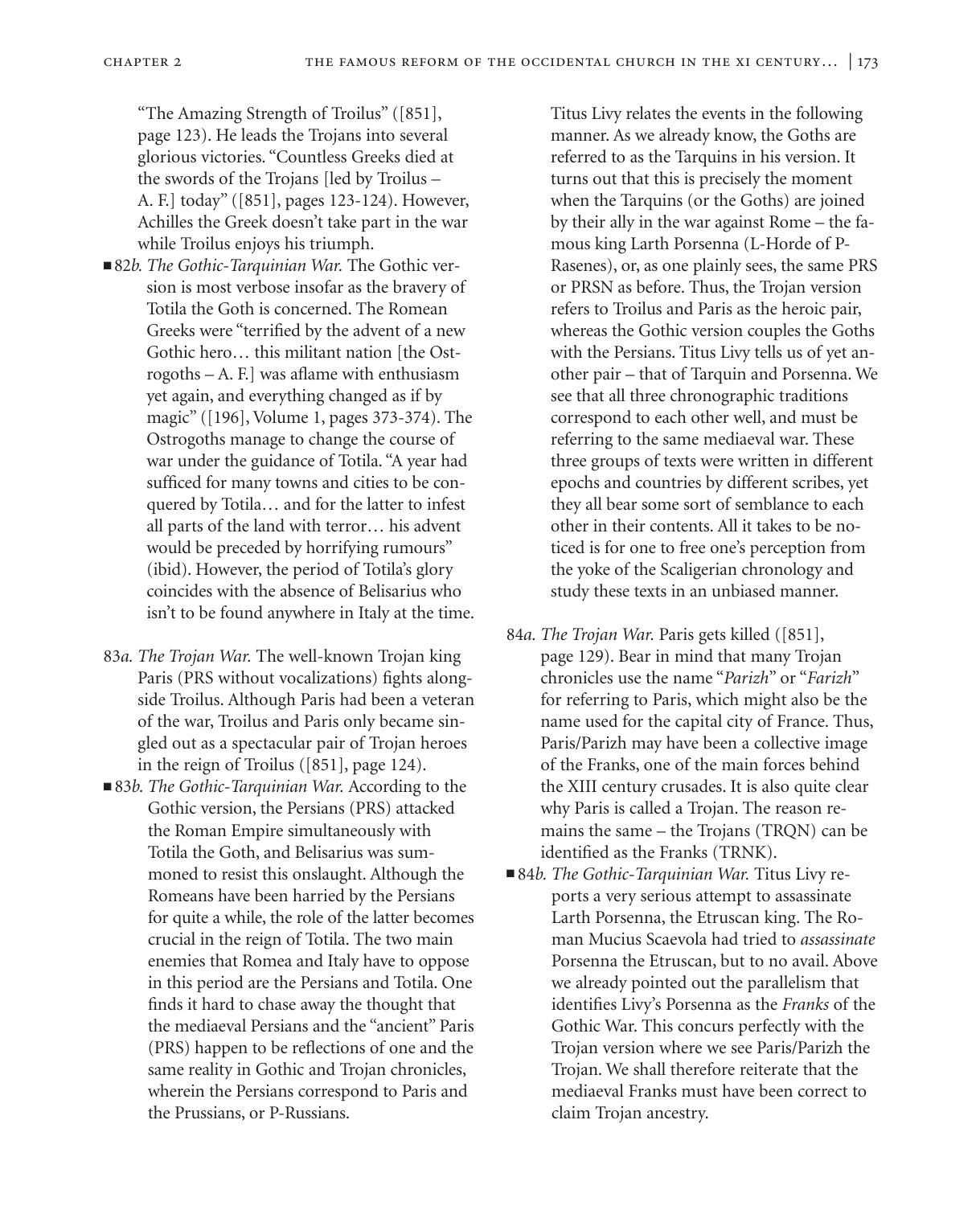"The Amazing Strength of Troilus" ([851], page 123). He leads the Trojans into several glorious victories. "Countless Greeks died at the swords of the Trojans [led by Troilus – A. F.] today" ([851], pages 123-124). However, Achilles the Greek doesn't take part in the war while Troilus enjoys his triumph.

■ 82*b. The Gothic-Tarquinian War.* The Gothic version is most verbose insofar as the bravery of Totila the Goth is concerned. The Romean Greeks were "terrified by the advent of a new Gothic hero… this militant nation [the Ostrogoths – A. F.] was aflame with enthusiasm yet again, and everything changed as if by magic" ([196], Volume 1, pages 373-374). The Ostrogoths manage to change the course of war under the guidance of Totila. "A year had sufficed for many towns and cities to be conquered by Totila… and for the latter to infest all parts of the land with terror… his advent would be preceded by horrifying rumours" (ibid). However, the period of Totila's glory coincides with the absence of Belisarius who isn't to be found anywhere in Italy at the time.

83*a. The Trojan War.* The well-known Trojan king Paris (PRS without vocalizations) fights alongside Troilus. Although Paris had been a veteran of the war, Troilus and Paris only became singled out as a spectacular pair of Trojan heroes in the reign of Troilus ([851], page 124).

■ 83*b. The Gothic-Tarquinian War.* According to the Gothic version, the Persians (PRS) attacked the Roman Empire simultaneously with Totila the Goth, and Belisarius was summoned to resist this onslaught. Although the Romeans have been harried by the Persians for quite a while, the role of the latter becomes crucial in the reign of Totila. The two main enemies that Romea and Italy have to oppose in this period are the Persians and Totila. One finds it hard to chase away the thought that the mediaeval Persians and the "ancient" Paris (PRS) happen to be reflections of one and the same reality in Gothic and Trojan chronicles, wherein the Persians correspond to Paris and the Prussians, or P-Russians.

Titus Livy relates the events in the following manner. As we already know, the Goths are referred to as the Tarquins in his version. It turns out that this is precisely the moment when the Tarquins (or the Goths) are joined by their ally in the war against Rome – the famous king Larth Porsenna (L-Horde of P-Rasenes), or, as one plainly sees, the same PRS or PRSN as before. Thus, the Trojan version refers to Troilus and Paris as the heroic pair, whereas the Gothic version couples the Goths with the Persians. Titus Livy tells us of yet another pair – that of Tarquin and Porsenna. We see that all three chronographic traditions correspond to each other well, and must be referring to the same mediaeval war. These three groups of texts were written in different epochs and countries by different scribes, yet they all bear some sort of semblance to each other in their contents. All it takes to be noticed is for one to free one's perception from the yoke of the Scaligerian chronology and study these texts in an unbiased manner.

84*a. The Trojan War.* Paris gets killed ([851], page 129). Bear in mind that many Trojan chronicles use the name "*Parizh*" or "*Farizh*" for referring to Paris, which might also be the name used for the capital city of France. Thus, Paris/Parizh may have been a collective image of the Franks, one of the main forces behind the XIII century crusades. It is also quite clear why Paris is called a Trojan. The reason remains the same – the Trojans (TRQN) can be identified as the Franks (TRNK).

■ 84*b. The Gothic-Tarquinian War.* Titus Livy reports a very serious attempt to assassinate Larth Porsenna, the Etruscan king. The Roman Mucius Scaevola had tried to *assassinate* Porsenna the Etruscan, but to no avail. Above we already pointed out the parallelism that identifies Livy's Porsenna as the *Franks* of the Gothic War. This concurs perfectly with the Trojan version where we see Paris/Parizh the Trojan. We shall therefore reiterate that the mediaeval Franks must have been correct to claim Trojan ancestry.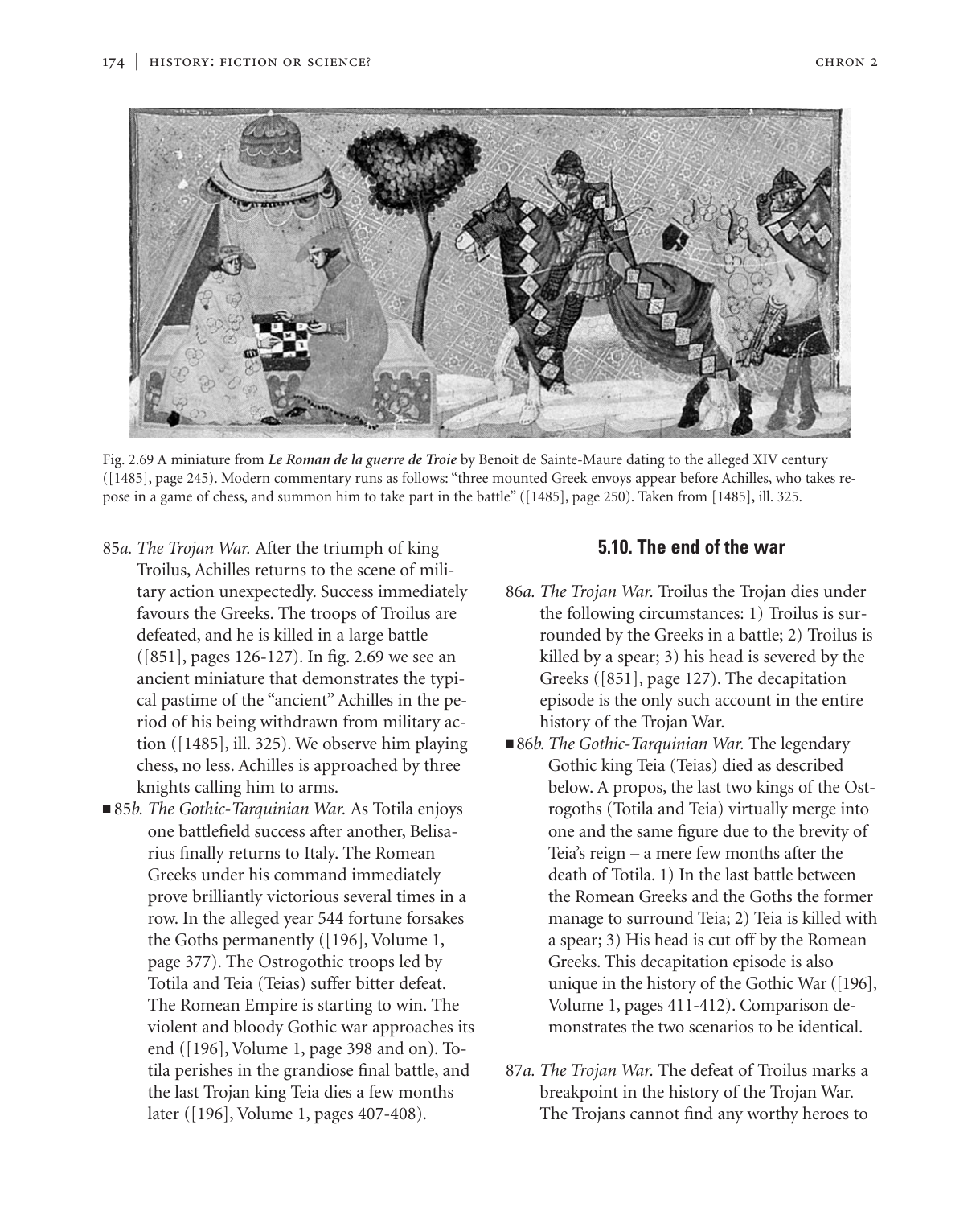Fig. 2.69 A miniature from ***Le Roman de la guerre de Troie*** by Benoit de Sainte-Maure dating to the alleged XIV century ([1485], page 245). Modern commentary runs as follows: "three mounted Greek envoys appear before Achilles, who takes repose in a game of chess, and summon him to take part in the battle" ([1485], page 250). Taken from [1485], ill. 325.

85*a. The Trojan War.* After the triumph of king Troilus, Achilles returns to the scene of military action unexpectedly. Success immediately favours the Greeks. The troops of Troilus are defeated, and he is killed in a large battle ([851], pages 126-127). In fig. 2.69 we see an ancient miniature that demonstrates the typical pastime of the "ancient" Achilles in the period of his being withdrawn from military action ([1485], ill. 325). We observe him playing chess, no less. Achilles is approached by three knights calling him to arms.

■ 85*b. The Gothic-Tarquinian War.* As Totila enjoys one battlefield success after another, Belisarius finally returns to Italy. The Romean Greeks under his command immediately prove brilliantly victorious several times in a row. In the alleged year 544 fortune forsakes the Goths permanently ([196], Volume 1, page 377). The Ostrogothic troops led by Totila and Teia (Teias) suffer bitter defeat. The Romean Empire is starting to win. The violent and bloody Gothic war approaches its end ([196], Volume 1, page 398 and on). Totila perishes in the grandiose final battle, and the last Trojan king Teia dies a few months later ([196], Volume 1, pages 407-408).

## 5.10. The end of the war

86*a. The Trojan War.* Troilus the Trojan dies under the following circumstances: 1) Troilus is surrounded by the Greeks in a battle; 2) Troilus is killed by a spear; 3) his head is severed by the Greeks ([851], page 127). The decapitation episode is the only such account in the entire history of the Trojan War.

■ 86*b. The Gothic-Tarquinian War.* The legendary Gothic king Teia (Teias) died as described below. A propos, the last two kings of the Ostrogoths (Totila and Teia) virtually merge into one and the same figure due to the brevity of Teia's reign – a mere few months after the death of Totila. 1) In the last battle between the Romean Greeks and the Goths the former manage to surround Teia; 2) Teia is killed with a spear; 3) His head is cut off by the Romean Greeks. This decapitation episode is also unique in the history of the Gothic War ([196], Volume 1, pages 411-412). Comparison demonstrates the two scenarios to be identical.

87*a. The Trojan War.* The defeat of Troilus marks a breakpoint in the history of the Trojan War. The Trojans cannot find any worthy heroes to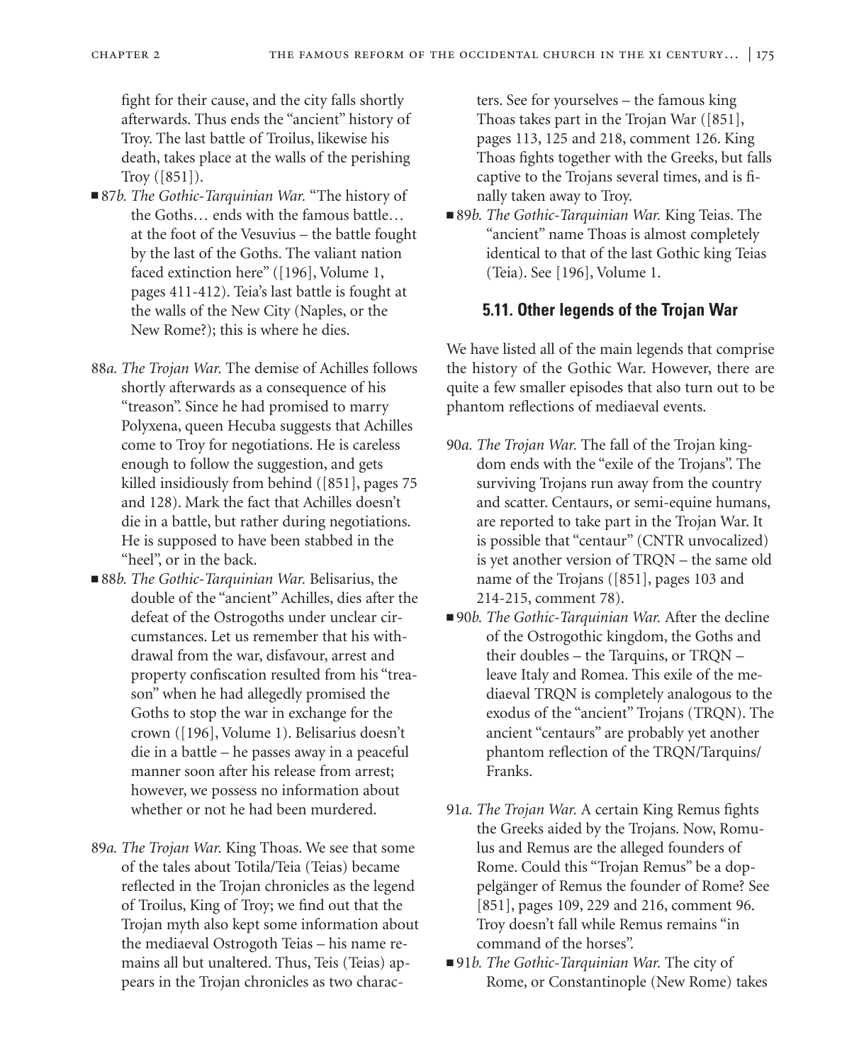fight for their cause, and the city falls shortly afterwards. Thus ends the "ancient" history of Troy. The last battle of Troilus, likewise his death, takes place at the walls of the perishing Troy ([851]).

- 87*b. The Gothic-Tarquinian War.* "The history of the Goths… ends with the famous battle… at the foot of the Vesuvius – the battle fought by the last of the Goths. The valiant nation faced extinction here" ([196], Volume 1, pages 411-412). Teia's last battle is fought at the walls of the New City (Naples, or the New Rome?); this is where he dies.

88*a. The Trojan War.* The demise of Achilles follows shortly afterwards as a consequence of his "treason". Since he had promised to marry Polyxena, queen Hecuba suggests that Achilles come to Troy for negotiations. He is careless enough to follow the suggestion, and gets killed insidiously from behind ([851], pages 75 and 128). Mark the fact that Achilles doesn't die in a battle, but rather during negotiations. He is supposed to have been stabbed in the "heel", or in the back.

- 88*b. The Gothic-Tarquinian War.* Belisarius, the double of the "ancient" Achilles, dies after the defeat of the Ostrogoths under unclear circumstances. Let us remember that his withdrawal from the war, disfavour, arrest and property confiscation resulted from his "treason" when he had allegedly promised the Goths to stop the war in exchange for the crown ([196], Volume 1). Belisarius doesn't die in a battle – he passes away in a peaceful manner soon after his release from arrest; however, we possess no information about whether or not he had been murdered.

89*a. The Trojan War.* King Thoas. We see that some of the tales about Totila/Teia (Teias) became reflected in the Trojan chronicles as the legend of Troilus, King of Troy; we find out that the Trojan myth also kept some information about the mediaeval Ostrogoth Teias – his name remains all but unaltered. Thus, Teis (Teias) appears in the Trojan chronicles as two characters. See for yourselves – the famous king Thoas takes part in the Trojan War ([851], pages 113, 125 and 218, comment 126. King Thoas fights together with the Greeks, but falls captive to the Trojans several times, and is finally taken away to Troy.

- 89*b. The Gothic-Tarquinian War.* King Teias. The "ancient" name Thoas is almost completely identical to that of the last Gothic king Teias (Teia). See [196], Volume 1.

### 5.11. Other legends of the Trojan War

We have listed all of the main legends that comprise the history of the Gothic War. However, there are quite a few smaller episodes that also turn out to be phantom reflections of mediaeval events.

90*a. The Trojan War.* The fall of the Trojan kingdom ends with the "exile of the Trojans". The surviving Trojans run away from the country and scatter. Centaurs, or semi-equine humans, are reported to take part in the Trojan War. It is possible that "centaur" (CNTR unvocalized) is yet another version of TRQN – the same old name of the Trojans ([851], pages 103 and 214-215, comment 78).

- 90*b. The Gothic-Tarquinian War.* After the decline of the Ostrogothic kingdom, the Goths and their doubles – the Tarquins, or TRQN – leave Italy and Romea. This exile of the mediaeval TRQN is completely analogous to the exodus of the "ancient" Trojans (TRQN). The ancient "centaurs" are probably yet another phantom reflection of the TRQN/Tarquins/Franks.

91*a. The Trojan War.* A certain King Remus fights the Greeks aided by the Trojans. Now, Romulus and Remus are the alleged founders of Rome. Could this "Trojan Remus" be a doppelgänger of Remus the founder of Rome? See [851], pages 109, 229 and 216, comment 96. Troy doesn't fall while Remus remains "in command of the horses".

- 91*b. The Gothic-Tarquinian War.* The city of Rome, or Constantinople (New Rome) takes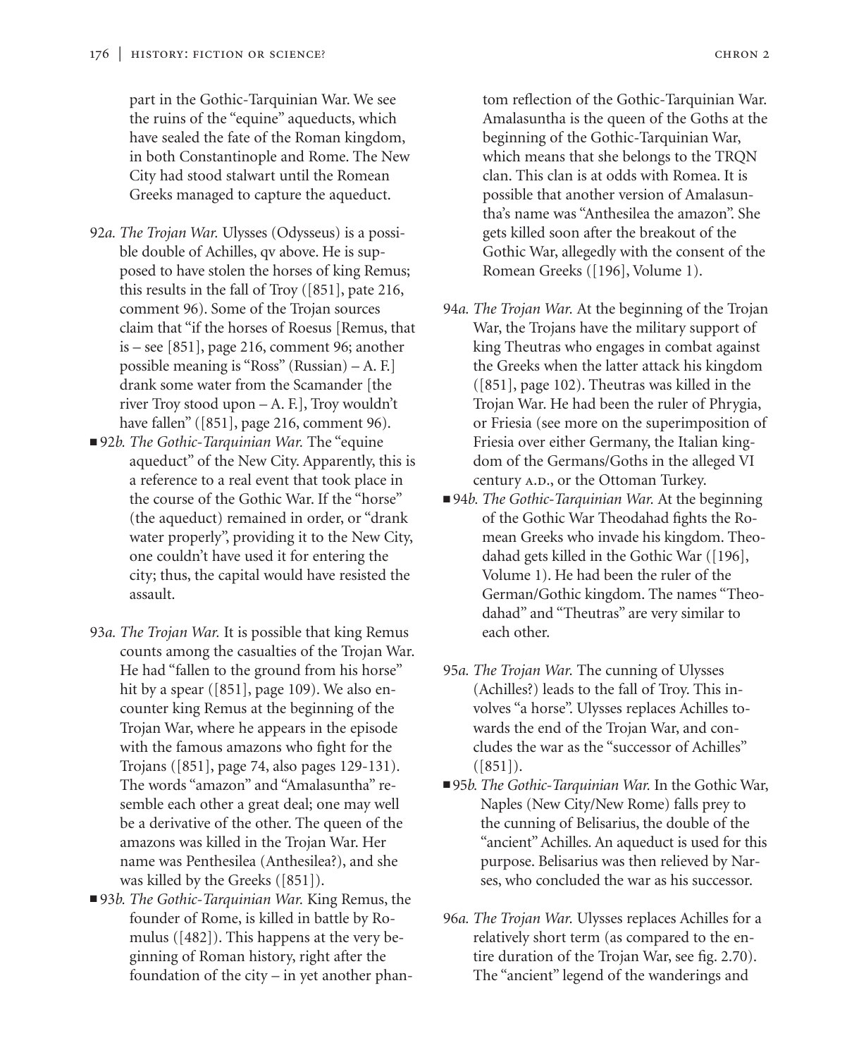part in the Gothic-Tarquinian War. We see the ruins of the "equine" aqueducts, which have sealed the fate of the Roman kingdom, in both Constantinople and Rome. The New City had stood stalwart until the Romean Greeks managed to capture the aqueduct.

92*a. The Trojan War.* Ulysses (Odysseus) is a possible double of Achilles, qv above. He is supposed to have stolen the horses of king Remus; this results in the fall of Troy ([851], pate 216, comment 96). Some of the Trojan sources claim that "if the horses of Roesus [Remus, that is – see [851], page 216, comment 96; another possible meaning is "Ross" (Russian) – A. F.] drank some water from the Scamander [the river Troy stood upon – A. F.], Troy wouldn't have fallen" ([851], page 216, comment 96).

■ 92*b. The Gothic-Tarquinian War.* The "equine aqueduct" of the New City. Apparently, this is a reference to a real event that took place in the course of the Gothic War. If the "horse" (the aqueduct) remained in order, or "drank water properly", providing it to the New City, one couldn't have used it for entering the city; thus, the capital would have resisted the assault.

93*a. The Trojan War.* It is possible that king Remus counts among the casualties of the Trojan War. He had "fallen to the ground from his horse" hit by a spear ([851], page 109). We also encounter king Remus at the beginning of the Trojan War, where he appears in the episode with the famous amazons who fight for the Trojans ([851], page 74, also pages 129-131). The words "amazon" and "Amalasuntha" resemble each other a great deal; one may well be a derivative of the other. The queen of the amazons was killed in the Trojan War. Her name was Penthesilea (Anthesilea?), and she was killed by the Greeks ([851]).

■ 93*b. The Gothic-Tarquinian War.* King Remus, the founder of Rome, is killed in battle by Romulus ([482]). This happens at the very beginning of Roman history, right after the foundation of the city – in yet another phantom reflection of the Gothic-Tarquinian War. Amalasuntha is the queen of the Goths at the beginning of the Gothic-Tarquinian War, which means that she belongs to the TRQN clan. This clan is at odds with Romea. It is possible that another version of Amalasuntha's name was "Anthesilea the amazon". She gets killed soon after the breakout of the Gothic War, allegedly with the consent of the Romean Greeks ([196], Volume 1).

94*a. The Trojan War.* At the beginning of the Trojan War, the Trojans have the military support of king Theutras who engages in combat against the Greeks when the latter attack his kingdom ([851], page 102). Theutras was killed in the Trojan War. He had been the ruler of Phrygia, or Friesia (see more on the superimposition of Friesia over either Germany, the Italian kingdom of the Germans/Goths in the alleged VI century A.D., or the Ottoman Turkey.

■ 94*b. The Gothic-Tarquinian War.* At the beginning of the Gothic War Theodahad fights the Romean Greeks who invade his kingdom. Theodahad gets killed in the Gothic War ([196], Volume 1). He had been the ruler of the German/Gothic kingdom. The names "Theodahad" and "Theutras" are very similar to each other.

95*a. The Trojan War.* The cunning of Ulysses (Achilles?) leads to the fall of Troy. This involves "a horse". Ulysses replaces Achilles towards the end of the Trojan War, and concludes the war as the "successor of Achilles" ([851]).

■ 95*b. The Gothic-Tarquinian War.* In the Gothic War, Naples (New City/New Rome) falls prey to the cunning of Belisarius, the double of the "ancient" Achilles. An aqueduct is used for this purpose. Belisarius was then relieved by Narses, who concluded the war as his successor.

96*a. The Trojan War.* Ulysses replaces Achilles for a relatively short term (as compared to the entire duration of the Trojan War, see fig. 2.70). The "ancient" legend of the wanderings and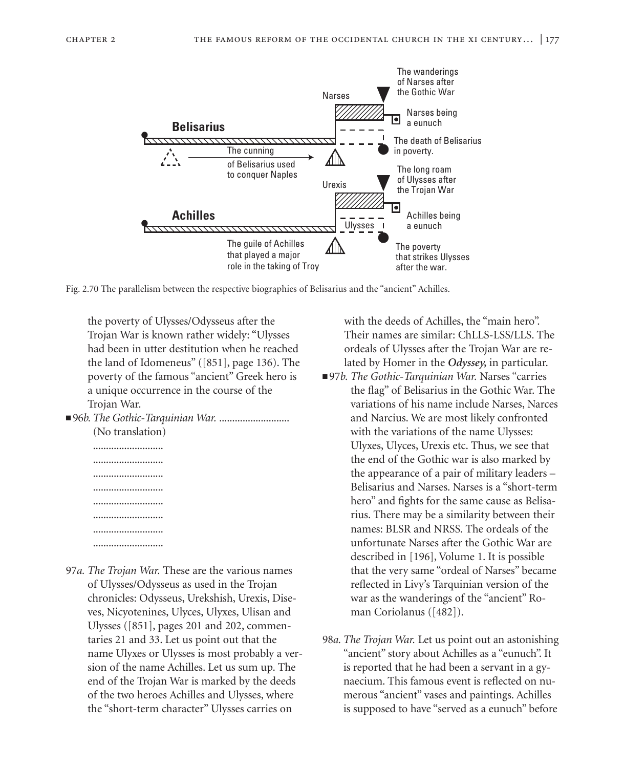Fig. 2.70 The parallelism between the respective biographies of Belisarius and the "ancient" Achilles.

the poverty of Ulysses/Odysseus after the Trojan War is known rather widely: "Ulysses had been in utter destitution when he reached the land of Idomeneus" ([851], page 136). The poverty of the famous "ancient" Greek hero is a unique occurrence in the course of the Trojan War.

■ 96*b. The Gothic-Tarquinian War.* ..........................
(No translation)
..........................
..........................
..........................
..........................
..........................
..........................
..........................
..........................

97*a. The Trojan War.* These are the various names of Ulysses/Odysseus as used in the Trojan chronicles: Odysseus, Urekshish, Urexis, Diseves, Nicyotenines, Ulyces, Ulyxes, Ulisan and Ulysses ([851], pages 201 and 202, commentaries 21 and 33. Let us point out that the name Ulyxes or Ulysses is most probably a version of the name Achilles. Let us sum up. The end of the Trojan War is marked by the deeds of the two heroes Achilles and Ulysses, where the "short-term character" Ulysses carries on with the deeds of Achilles, the "main hero". Their names are similar: ChLLS-LSS/LLS. The ordeals of Ulysses after the Trojan War are related by Homer in the ***Odyssey,*** in particular.

■ 97*b. The Gothic-Tarquinian War.* Narses "carries the flag" of Belisarius in the Gothic War. The variations of his name include Narses, Narces and Narcius. We are most likely confronted with the variations of the name Ulysses: Ulyxes, Ulyces, Urexis etc. Thus, we see that the end of the Gothic war is also marked by the appearance of a pair of military leaders – Belisarius and Narses. Narses is a "short-term hero" and fights for the same cause as Belisarius. There may be a similarity between their names: BLSR and NRSS. The ordeals of the unfortunate Narses after the Gothic War are described in [196], Volume 1. It is possible that the very same "ordeal of Narses" became reflected in Livy's Tarquinian version of the war as the wanderings of the "ancient" Roman Coriolanus ([482]).

98*a. The Trojan War.* Let us point out an astonishing "ancient" story about Achilles as a "eunuch". It is reported that he had been a servant in a gynaecium. This famous event is reflected on numerous "ancient" vases and paintings. Achilles is supposed to have "served as a eunuch" before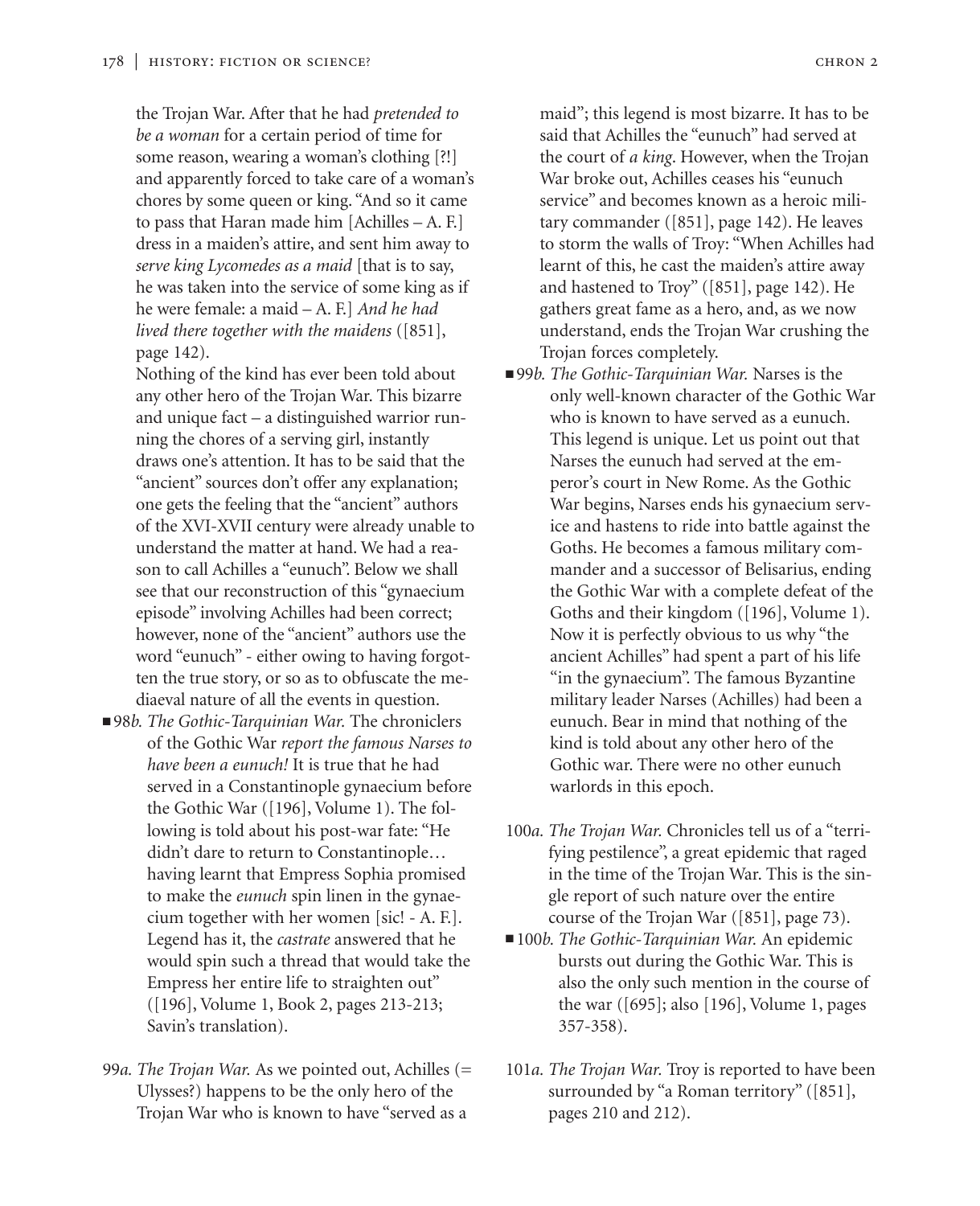the Trojan War. After that he had *pretended to be a woman* for a certain period of time for some reason, wearing a woman's clothing [?!] and apparently forced to take care of a woman's chores by some queen or king. "And so it came to pass that Haran made him [Achilles – A. F.] dress in a maiden's attire, and sent him away to *serve king Lycomedes as a maid* [that is to say, he was taken into the service of some king as if he were female: a maid – A. F.] *And he had lived there together with the maidens* ([851], page 142).

Nothing of the kind has ever been told about any other hero of the Trojan War. This bizarre and unique fact – a distinguished warrior running the chores of a serving girl, instantly draws one's attention. It has to be said that the "ancient" sources don't offer any explanation; one gets the feeling that the "ancient" authors of the XVI-XVII century were already unable to understand the matter at hand. We had a reason to call Achilles a "eunuch". Below we shall see that our reconstruction of this "gynaecium episode" involving Achilles had been correct; however, none of the "ancient" authors use the word "eunuch" - either owing to having forgotten the true story, or so as to obfuscate the mediaeval nature of all the events in question.

■ 98*b. The Gothic-Tarquinian War.* The chroniclers of the Gothic War *report the famous Narses to have been a eunuch!* It is true that he had served in a Constantinople gynaecium before the Gothic War ([196], Volume 1). The following is told about his post-war fate: "He didn't dare to return to Constantinople… having learnt that Empress Sophia promised to make the *eunuch* spin linen in the gynaecium together with her women [sic! - A. F.]. Legend has it, the *castrate* answered that he would spin such a thread that would take the Empress her entire life to straighten out" ([196], Volume 1, Book 2, pages 213-213; Savin's translation).

99*a. The Trojan War.* As we pointed out, Achilles (= Ulysses?) happens to be the only hero of the Trojan War who is known to have "served as a maid"; this legend is most bizarre. It has to be said that Achilles the "eunuch" had served at the court of *a king*. However, when the Trojan War broke out, Achilles ceases his "eunuch service" and becomes known as a heroic military commander ([851], page 142). He leaves to storm the walls of Troy: "When Achilles had learnt of this, he cast the maiden's attire away and hastened to Troy" ([851], page 142). He gathers great fame as a hero, and, as we now understand, ends the Trojan War crushing the Trojan forces completely.

■ 99*b. The Gothic-Tarquinian War.* Narses is the only well-known character of the Gothic War who is known to have served as a eunuch. This legend is unique. Let us point out that Narses the eunuch had served at the emperor's court in New Rome. As the Gothic War begins, Narses ends his gynaecium service and hastens to ride into battle against the Goths. He becomes a famous military commander and a successor of Belisarius, ending the Gothic War with a complete defeat of the Goths and their kingdom ([196], Volume 1). Now it is perfectly obvious to us why "the ancient Achilles" had spent a part of his life "in the gynaecium". The famous Byzantine military leader Narses (Achilles) had been a eunuch. Bear in mind that nothing of the kind is told about any other hero of the Gothic war. There were no other eunuch warlords in this epoch.

100*a. The Trojan War.* Chronicles tell us of a "terrifying pestilence", a great epidemic that raged in the time of the Trojan War. This is the single report of such nature over the entire course of the Trojan War ([851], page 73).

■ 100*b. The Gothic-Tarquinian War.* An epidemic bursts out during the Gothic War. This is also the only such mention in the course of the war ([695]; also [196], Volume 1, pages 357-358).

101*a. The Trojan War.* Troy is reported to have been surrounded by "a Roman territory" ([851], pages 210 and 212).